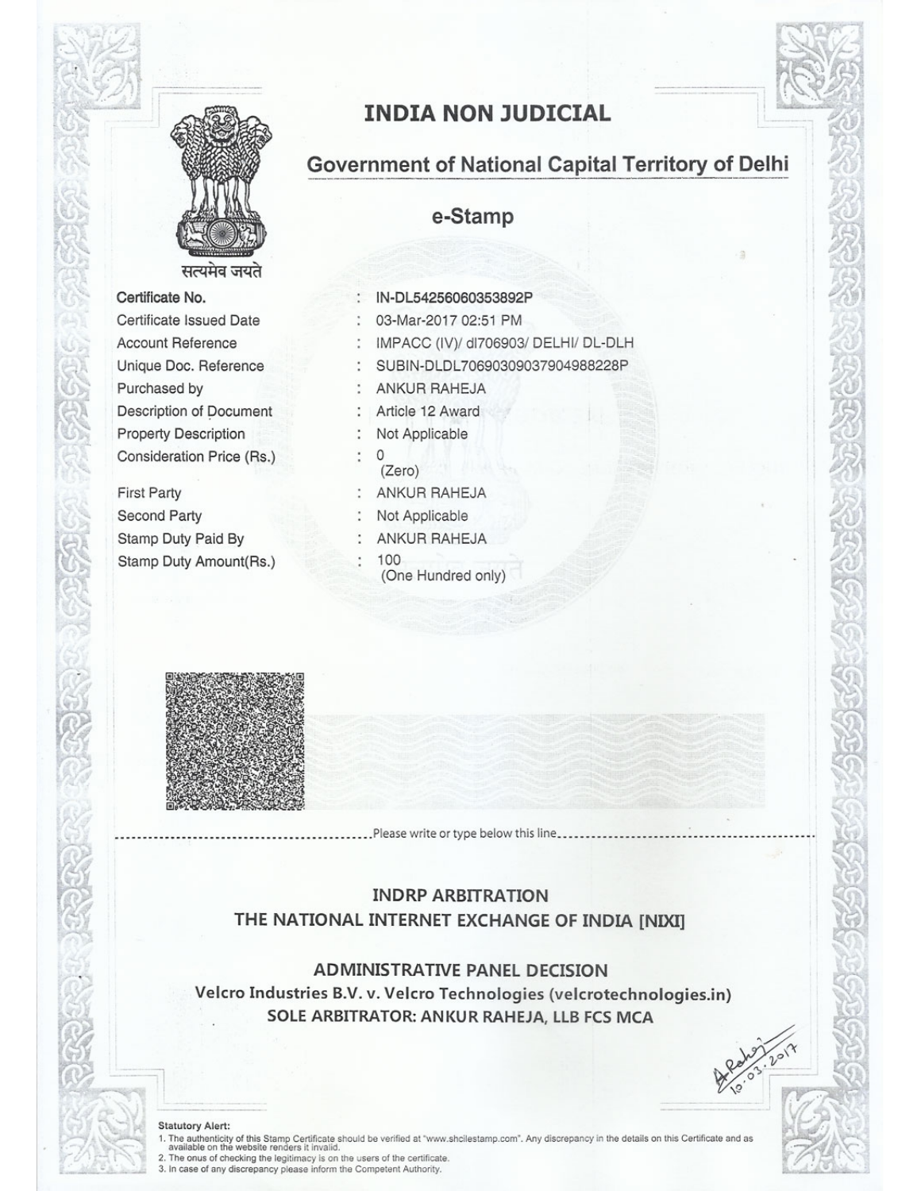# INDIA NON JUDICIAL

## Government of National Capital Territory of Delhi

## e-Stamp

सत्यमेव जयते

| | | |
|---|---|---|
| Certificate No. | : | IN-DL54256060353892P |
| Certificate Issued Date | : | 03-Mar-2017 02:51 PM |
| Account Reference | : | IMPACC (IV)/ dl706903/ DELHI/ DL-DLH |
| Unique Doc. Reference | : | SUBIN-DLDL70690309037904988228P |
| Purchased by | : | ANKUR RAHEJA |
| Description of Document | : | Article 12 Award |
| Property Description | : | Not Applicable |
| Consideration Price (Rs.) | : | 0 (Zero) |
| First Party | : | ANKUR RAHEJA |
| Second Party | : | Not Applicable |
| Stamp Duty Paid By | : | ANKUR RAHEJA |
| Stamp Duty Amount(Rs.) | : | 100 (One Hundred only) |

Please write or type below this line

## INDRP ARBITRATION
## THE NATIONAL INTERNET EXCHANGE OF INDIA [NIXI]

## ADMINISTRATIVE PANEL DECISION

**Velcro Industries B.V. v. Velcro Technologies (velcrotechnologies.in)**

**SOLE ARBITRATOR: ANKUR RAHEJA, LLB FCS MCA**

A Raheja 10.03.2017

**Statutory Alert:**

1. The authenticity of this Stamp Certificate should be verified at "www.shcilestamp.com". Any discrepancy in the details on this Certificate and as available on the website renders it invalid.
2. The onus of checking the legitimacy is on the users of the certificate.
3. In case of any discrepancy please inform the Competent Authority.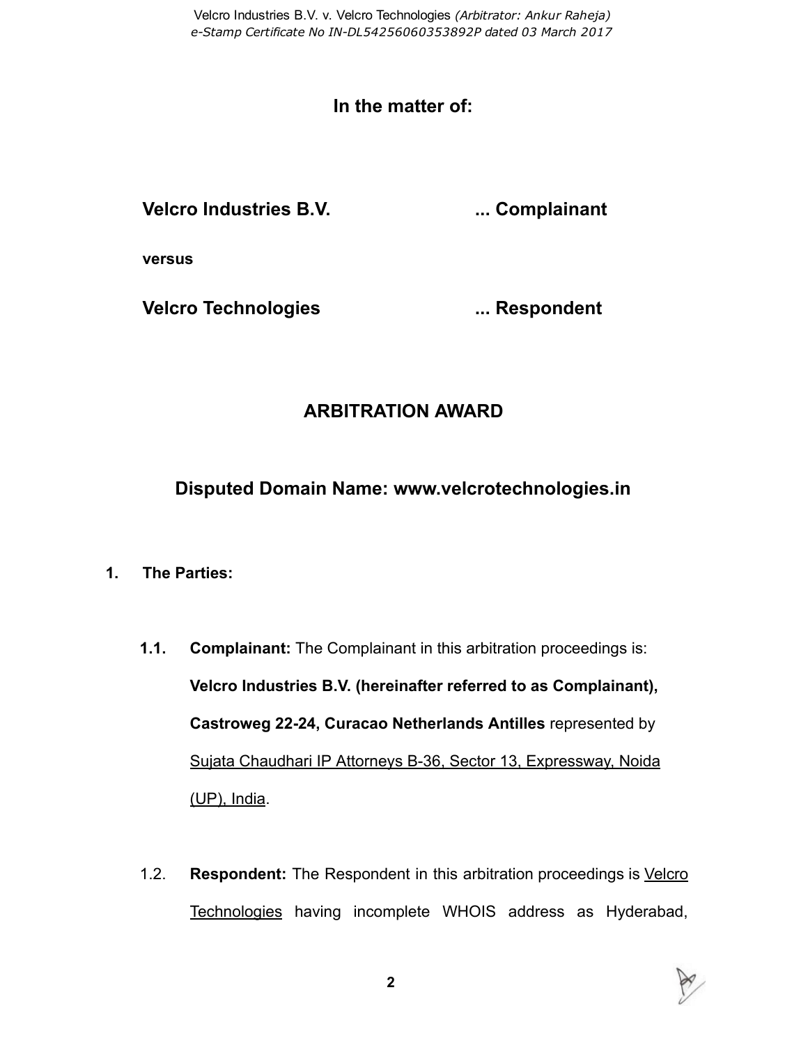**In the matter of:**

**Velcro Industries B.V.** ... **Complainant**

**versus**

**Velcro Technologies** ... **Respondent**

# ARBITRATION AWARD

## Disputed Domain Name: www.velcrotechnologies.in

1. **The Parties:**

   **1.1.** **Complainant:** The Complainant in this arbitration proceedings is: **Velcro Industries B.V. (hereinafter referred to as Complainant), Castroweg 22-24, Curacao Netherlands Antilles** represented by Sujata Chaudhari IP Attorneys B-36, Sector 13, Expressway, Noida (UP), India.

   1.2. **Respondent:** The Respondent in this arbitration proceedings is Velcro Technologies having incomplete WHOIS address as Hyderabad,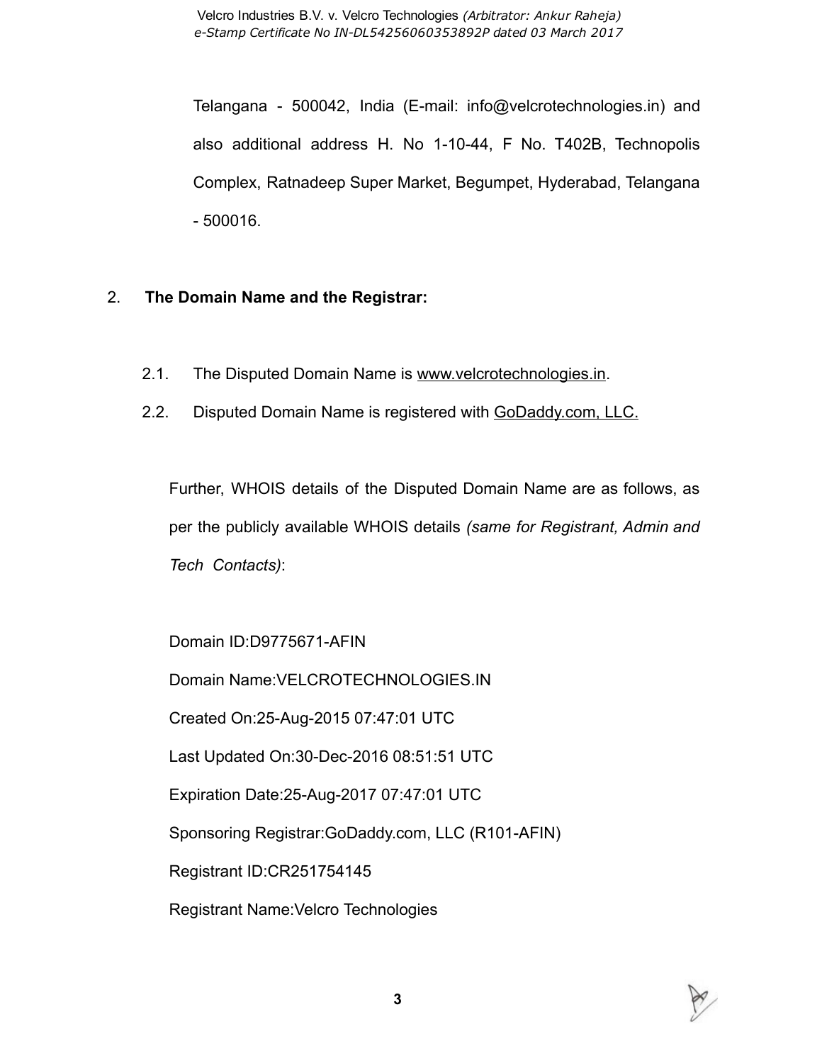Telangana - 500042, India (E-mail: info@velcrotechnologies.in) and also additional address H. No 1-10-44, F No. T402B, Technopolis Complex, Ratnadeep Super Market, Begumpet, Hyderabad, Telangana - 500016.

2. **The Domain Name and the Registrar:**

2.1. The Disputed Domain Name is www.velcrotechnologies.in.

2.2. Disputed Domain Name is registered with GoDaddy.com, LLC.

Further, WHOIS details of the Disputed Domain Name are as follows, as per the publicly available WHOIS details *(same for Registrant, Admin and Tech Contacts)*:

Domain ID:D9775671-AFIN

Domain Name:VELCROTECHNOLOGIES.IN

Created On:25-Aug-2015 07:47:01 UTC

Last Updated On:30-Dec-2016 08:51:51 UTC

Expiration Date:25-Aug-2017 07:47:01 UTC

Sponsoring Registrar:GoDaddy.com, LLC (R101-AFIN)

Registrant ID:CR251754145

Registrant Name:Velcro Technologies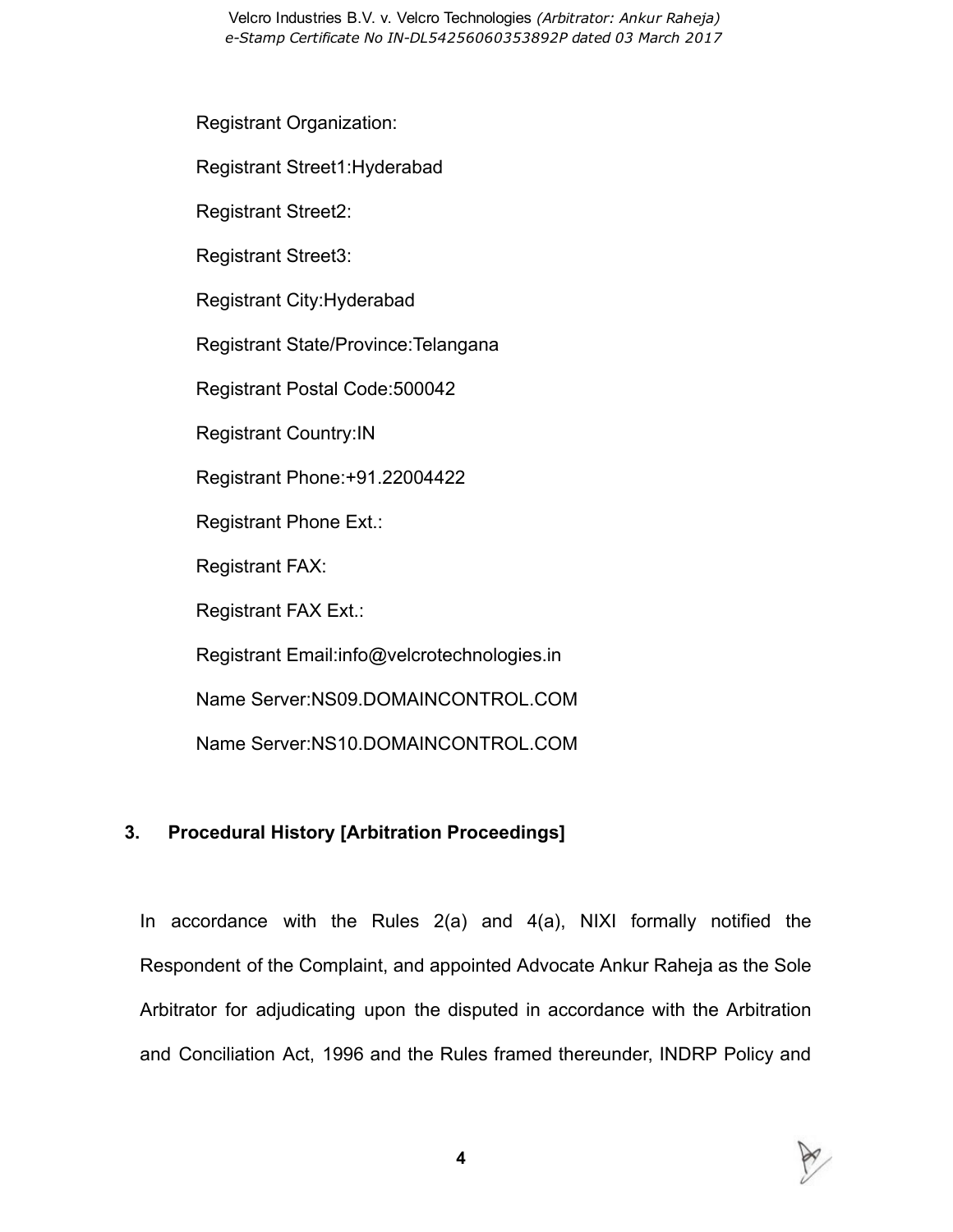Registrant Organization:

Registrant Street1:Hyderabad

Registrant Street2:

Registrant Street3:

Registrant City:Hyderabad

Registrant State/Province:Telangana

Registrant Postal Code:500042

Registrant Country:IN

Registrant Phone:+91.22004422

Registrant Phone Ext.:

Registrant FAX:

Registrant FAX Ext.:

Registrant Email:info@velcrotechnologies.in

Name Server:NS09.DOMAINCONTROL.COM

Name Server:NS10.DOMAINCONTROL.COM

## 3. Procedural History [Arbitration Proceedings]

In accordance with the Rules 2(a) and 4(a), NIXI formally notified the Respondent of the Complaint, and appointed Advocate Ankur Raheja as the Sole Arbitrator for adjudicating upon the disputed in accordance with the Arbitration and Conciliation Act, 1996 and the Rules framed thereunder, INDRP Policy and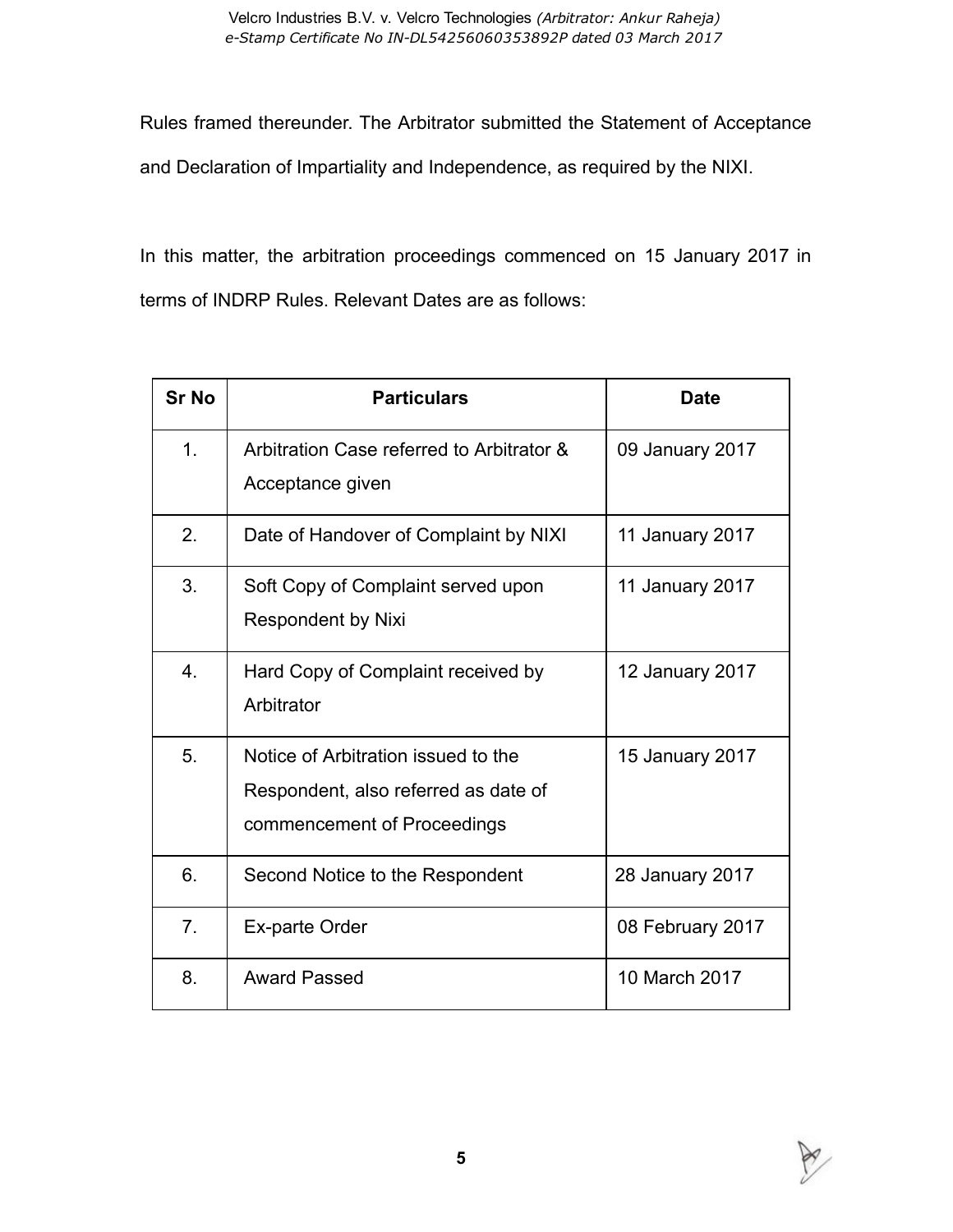Rules framed thereunder. The Arbitrator submitted the Statement of Acceptance and Declaration of Impartiality and Independence, as required by the NIXI.

In this matter, the arbitration proceedings commenced on 15 January 2017 in terms of INDRP Rules. Relevant Dates are as follows:

| Sr No | Particulars | Date |
|---|---|---|
| 1. | Arbitration Case referred to Arbitrator & Acceptance given | 09 January 2017 |
| 2. | Date of Handover of Complaint by NIXI | 11 January 2017 |
| 3. | Soft Copy of Complaint served upon Respondent by Nixi | 11 January 2017 |
| 4. | Hard Copy of Complaint received by Arbitrator | 12 January 2017 |
| 5. | Notice of Arbitration issued to the Respondent, also referred as date of commencement of Proceedings | 15 January 2017 |
| 6. | Second Notice to the Respondent | 28 January 2017 |
| 7. | Ex-parte Order | 08 February 2017 |
| 8. | Award Passed | 10 March 2017 |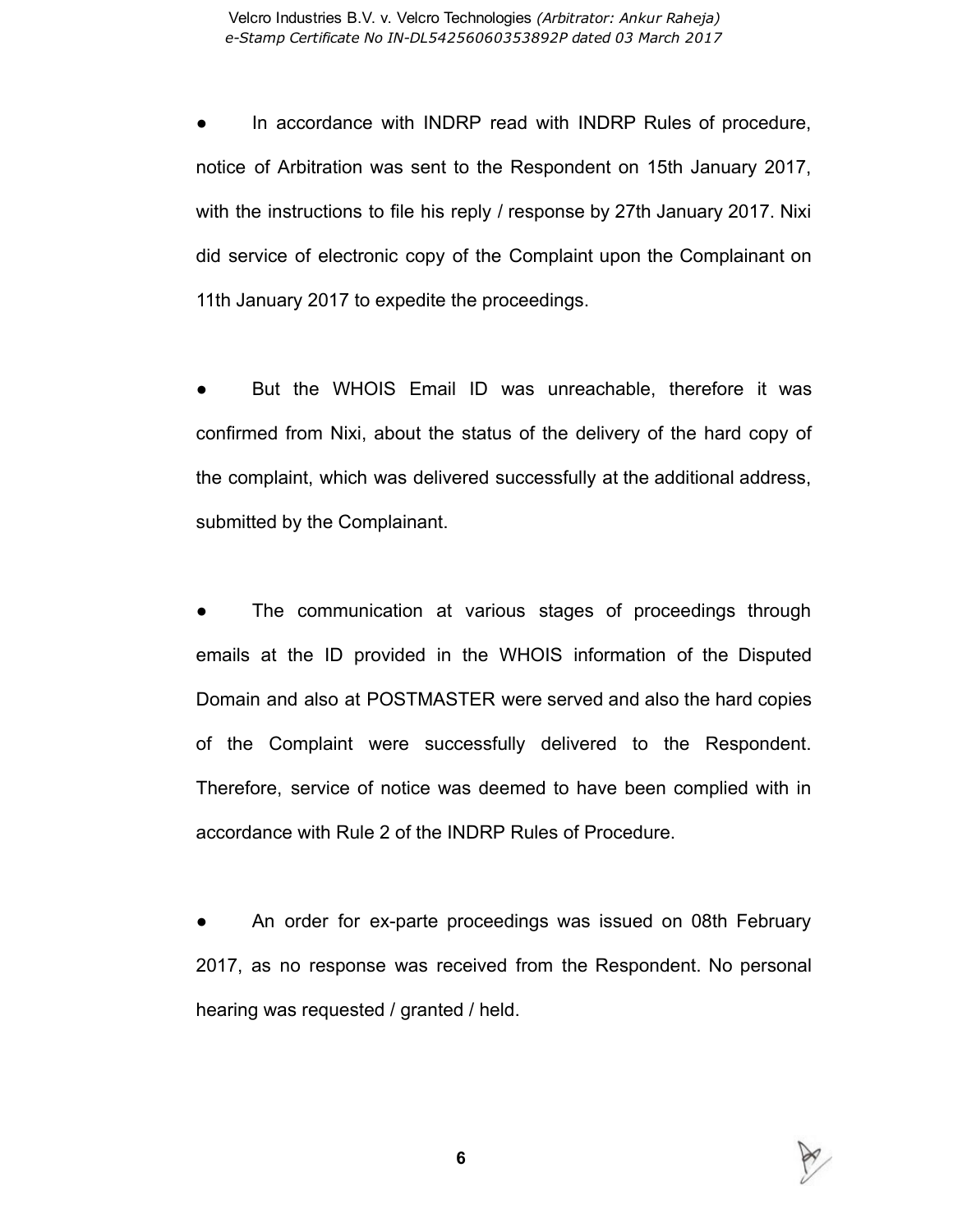- In accordance with INDRP read with INDRP Rules of procedure, notice of Arbitration was sent to the Respondent on 15th January 2017, with the instructions to file his reply / response by 27th January 2017. Nixi did service of electronic copy of the Complaint upon the Complainant on 11th January 2017 to expedite the proceedings.

- But the WHOIS Email ID was unreachable, therefore it was confirmed from Nixi, about the status of the delivery of the hard copy of the complaint, which was delivered successfully at the additional address, submitted by the Complainant.

- The communication at various stages of proceedings through emails at the ID provided in the WHOIS information of the Disputed Domain and also at POSTMASTER were served and also the hard copies of the Complaint were successfully delivered to the Respondent. Therefore, service of notice was deemed to have been complied with in accordance with Rule 2 of the INDRP Rules of Procedure.

- An order for ex-parte proceedings was issued on 08th February 2017, as no response was received from the Respondent. No personal hearing was requested / granted / held.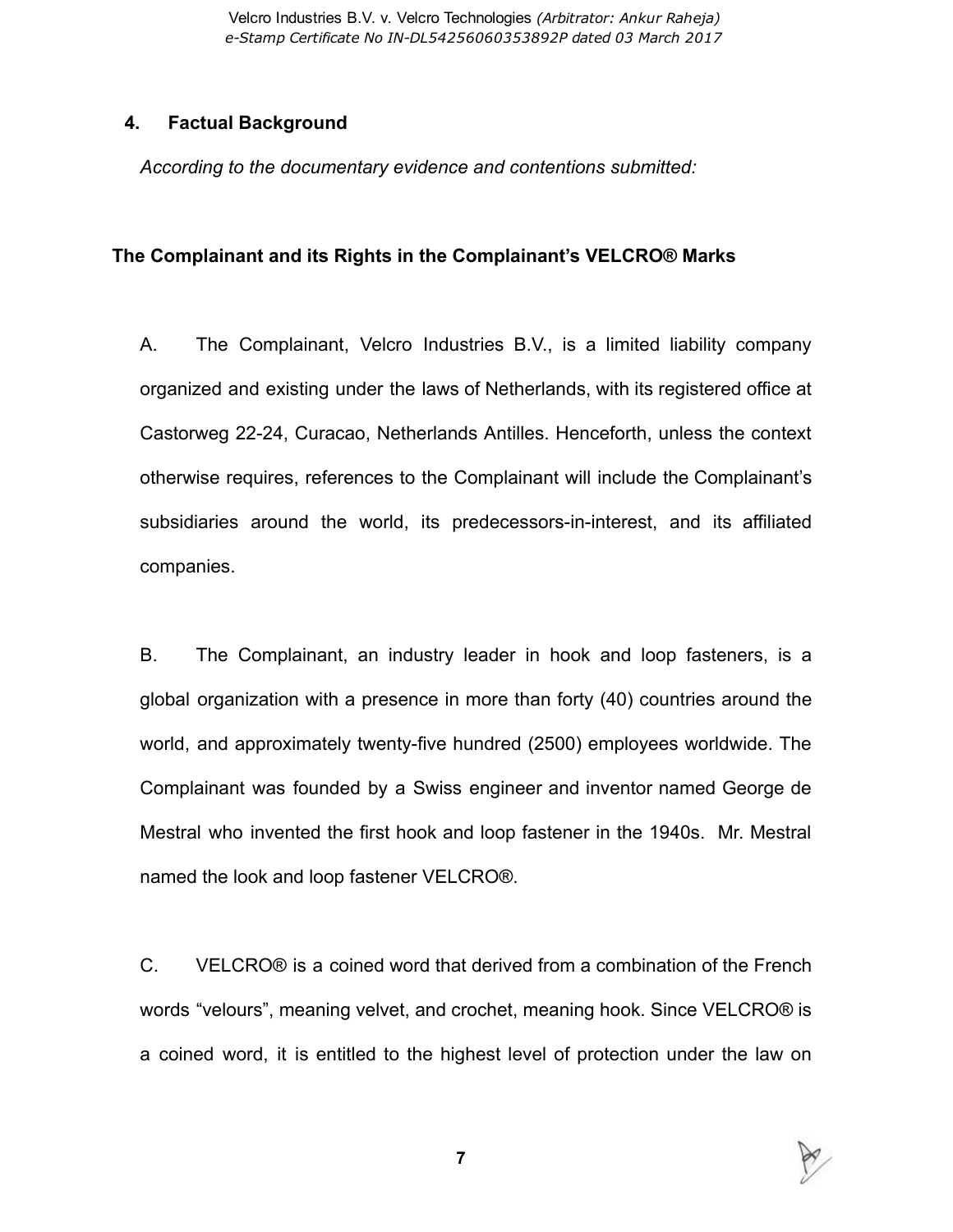## 4. Factual Background

*According to the documentary evidence and contentions submitted:*

### The Complainant and its Rights in the Complainant's VELCRO® Marks

A. The Complainant, Velcro Industries B.V., is a limited liability company organized and existing under the laws of Netherlands, with its registered office at Castorweg 22-24, Curacao, Netherlands Antilles. Henceforth, unless the context otherwise requires, references to the Complainant will include the Complainant's subsidiaries around the world, its predecessors-in-interest, and its affiliated companies.

B. The Complainant, an industry leader in hook and loop fasteners, is a global organization with a presence in more than forty (40) countries around the world, and approximately twenty-five hundred (2500) employees worldwide. The Complainant was founded by a Swiss engineer and inventor named George de Mestral who invented the first hook and loop fastener in the 1940s. Mr. Mestral named the look and loop fastener VELCRO®.

C. VELCRO® is a coined word that derived from a combination of the French words "velours", meaning velvet, and crochet, meaning hook. Since VELCRO® is a coined word, it is entitled to the highest level of protection under the law on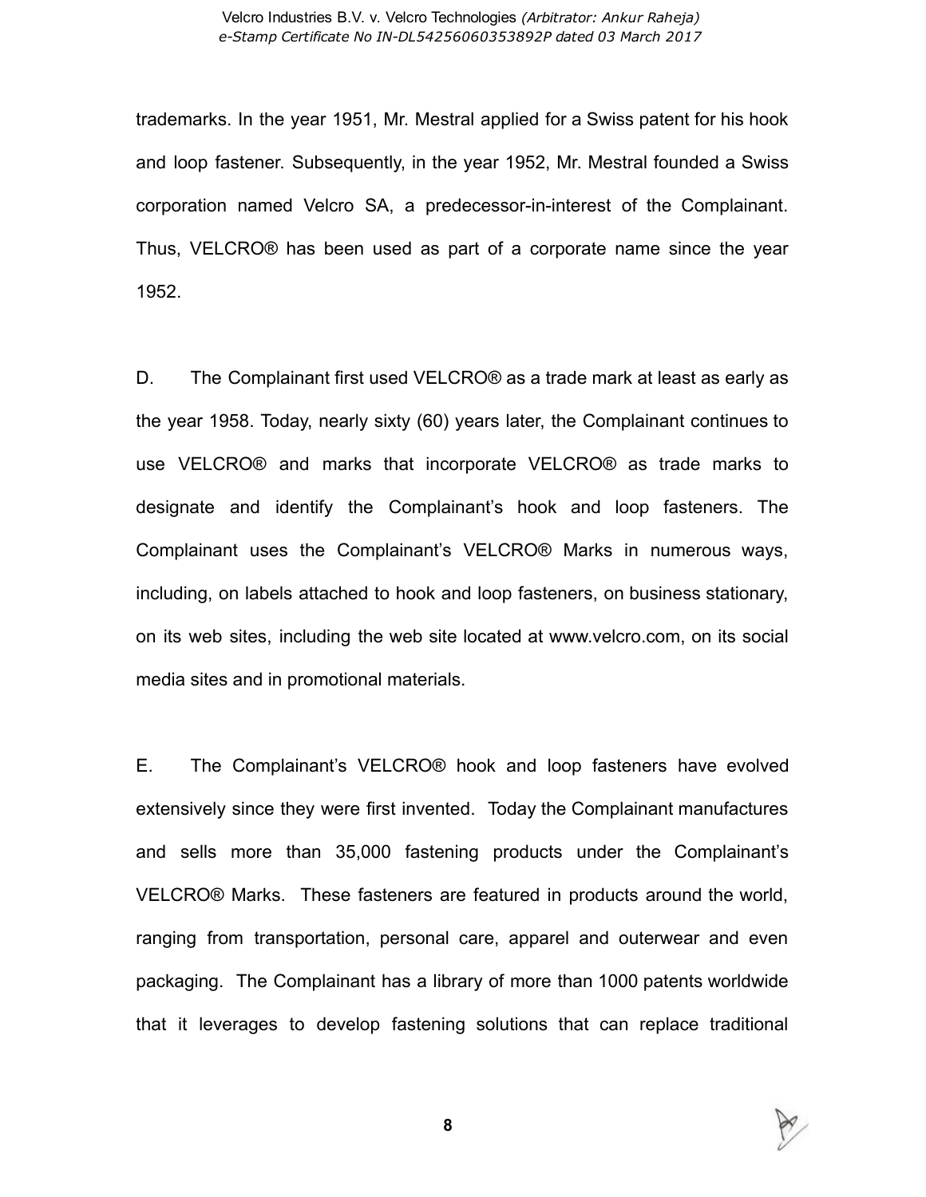trademarks. In the year 1951, Mr. Mestral applied for a Swiss patent for his hook and loop fastener. Subsequently, in the year 1952, Mr. Mestral founded a Swiss corporation named Velcro SA, a predecessor-in-interest of the Complainant. Thus, VELCRO® has been used as part of a corporate name since the year 1952.

D. The Complainant first used VELCRO® as a trade mark at least as early as the year 1958. Today, nearly sixty (60) years later, the Complainant continues to use VELCRO® and marks that incorporate VELCRO® as trade marks to designate and identify the Complainant's hook and loop fasteners. The Complainant uses the Complainant's VELCRO® Marks in numerous ways, including, on labels attached to hook and loop fasteners, on business stationary, on its web sites, including the web site located at www.velcro.com, on its social media sites and in promotional materials.

E. The Complainant's VELCRO® hook and loop fasteners have evolved extensively since they were first invented. Today the Complainant manufactures and sells more than 35,000 fastening products under the Complainant's VELCRO® Marks. These fasteners are featured in products around the world, ranging from transportation, personal care, apparel and outerwear and even packaging. The Complainant has a library of more than 1000 patents worldwide that it leverages to develop fastening solutions that can replace traditional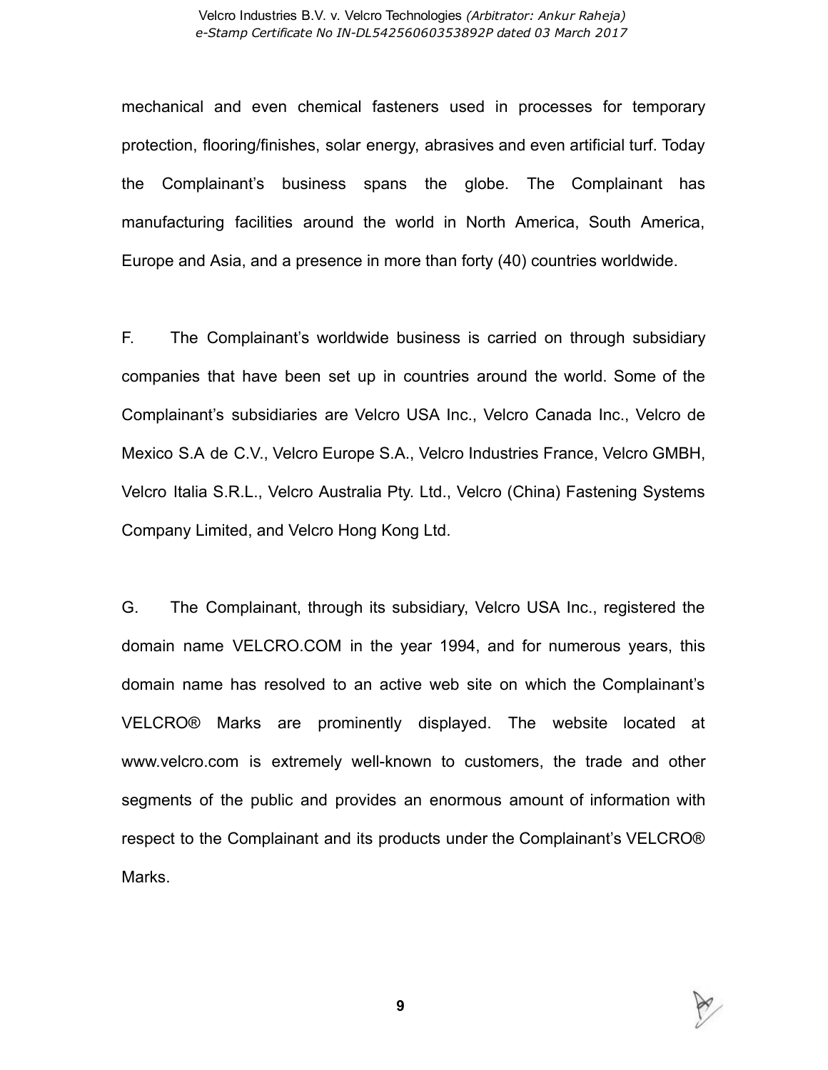mechanical and even chemical fasteners used in processes for temporary protection, flooring/finishes, solar energy, abrasives and even artificial turf. Today the Complainant's business spans the globe. The Complainant has manufacturing facilities around the world in North America, South America, Europe and Asia, and a presence in more than forty (40) countries worldwide.

F. The Complainant's worldwide business is carried on through subsidiary companies that have been set up in countries around the world. Some of the Complainant's subsidiaries are Velcro USA Inc., Velcro Canada Inc., Velcro de Mexico S.A de C.V., Velcro Europe S.A., Velcro Industries France, Velcro GMBH, Velcro Italia S.R.L., Velcro Australia Pty. Ltd., Velcro (China) Fastening Systems Company Limited, and Velcro Hong Kong Ltd.

G. The Complainant, through its subsidiary, Velcro USA Inc., registered the domain name VELCRO.COM in the year 1994, and for numerous years, this domain name has resolved to an active web site on which the Complainant's VELCRO® Marks are prominently displayed. The website located at www.velcro.com is extremely well-known to customers, the trade and other segments of the public and provides an enormous amount of information with respect to the Complainant and its products under the Complainant's VELCRO® Marks.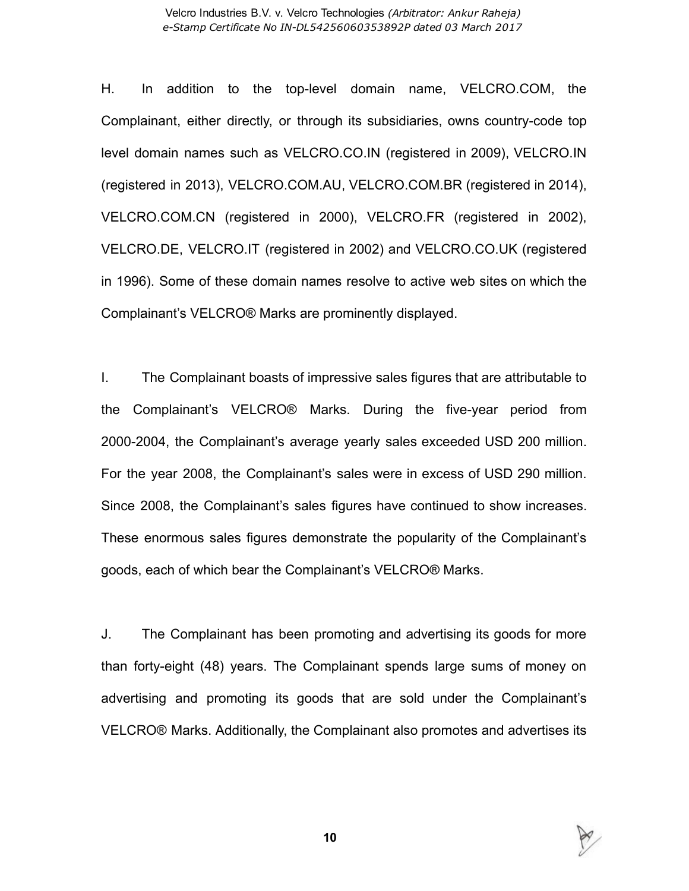H. In addition to the top-level domain name, VELCRO.COM, the Complainant, either directly, or through its subsidiaries, owns country-code top level domain names such as VELCRO.CO.IN (registered in 2009), VELCRO.IN (registered in 2013), VELCRO.COM.AU, VELCRO.COM.BR (registered in 2014), VELCRO.COM.CN (registered in 2000), VELCRO.FR (registered in 2002), VELCRO.DE, VELCRO.IT (registered in 2002) and VELCRO.CO.UK (registered in 1996). Some of these domain names resolve to active web sites on which the Complainant's VELCRO® Marks are prominently displayed.

I. The Complainant boasts of impressive sales figures that are attributable to the Complainant's VELCRO® Marks. During the five-year period from 2000-2004, the Complainant's average yearly sales exceeded USD 200 million. For the year 2008, the Complainant's sales were in excess of USD 290 million. Since 2008, the Complainant's sales figures have continued to show increases. These enormous sales figures demonstrate the popularity of the Complainant's goods, each of which bear the Complainant's VELCRO® Marks.

J. The Complainant has been promoting and advertising its goods for more than forty-eight (48) years. The Complainant spends large sums of money on advertising and promoting its goods that are sold under the Complainant's VELCRO® Marks. Additionally, the Complainant also promotes and advertises its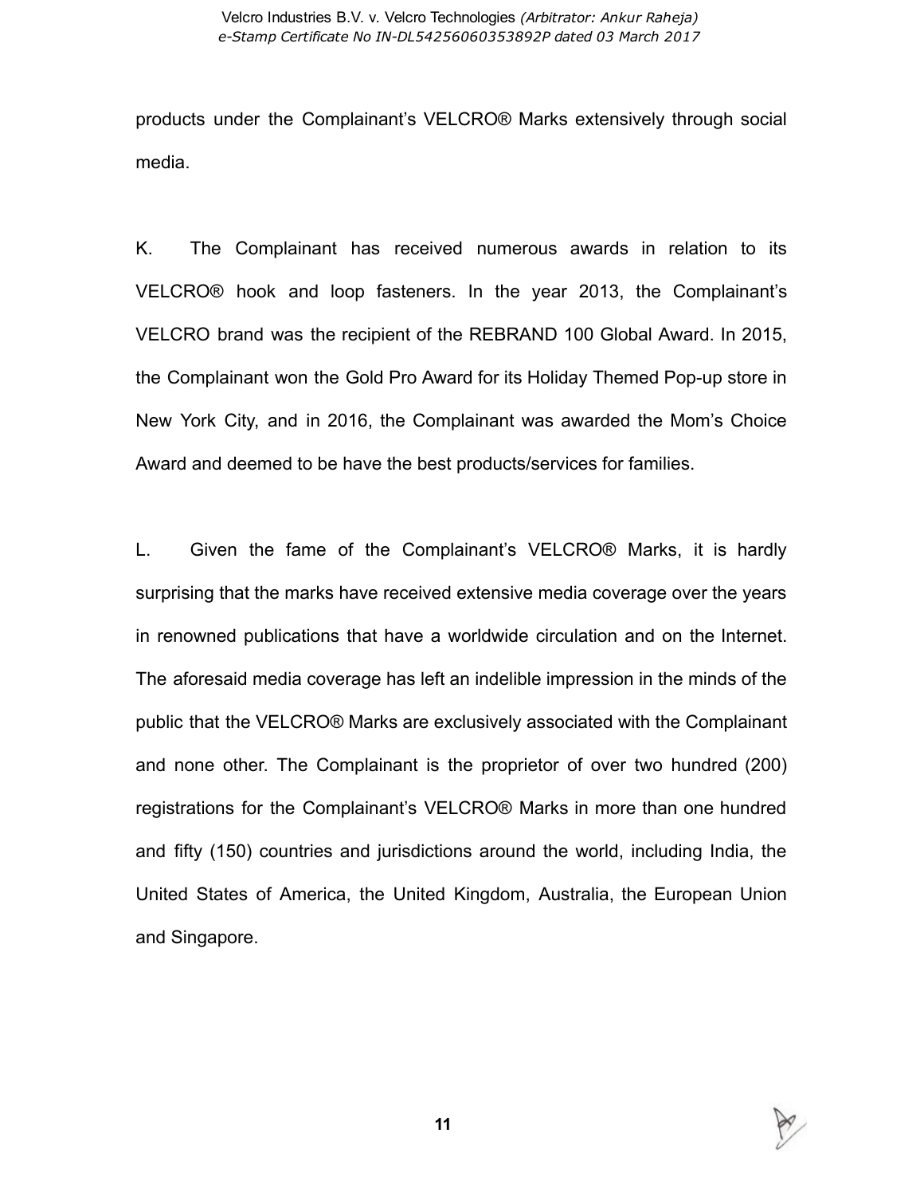products under the Complainant's VELCRO® Marks extensively through social media.

K. The Complainant has received numerous awards in relation to its VELCRO® hook and loop fasteners. In the year 2013, the Complainant's VELCRO brand was the recipient of the REBRAND 100 Global Award. In 2015, the Complainant won the Gold Pro Award for its Holiday Themed Pop-up store in New York City, and in 2016, the Complainant was awarded the Mom's Choice Award and deemed to be have the best products/services for families.

L. Given the fame of the Complainant's VELCRO® Marks, it is hardly surprising that the marks have received extensive media coverage over the years in renowned publications that have a worldwide circulation and on the Internet. The aforesaid media coverage has left an indelible impression in the minds of the public that the VELCRO® Marks are exclusively associated with the Complainant and none other. The Complainant is the proprietor of over two hundred (200) registrations for the Complainant's VELCRO® Marks in more than one hundred and fifty (150) countries and jurisdictions around the world, including India, the United States of America, the United Kingdom, Australia, the European Union and Singapore.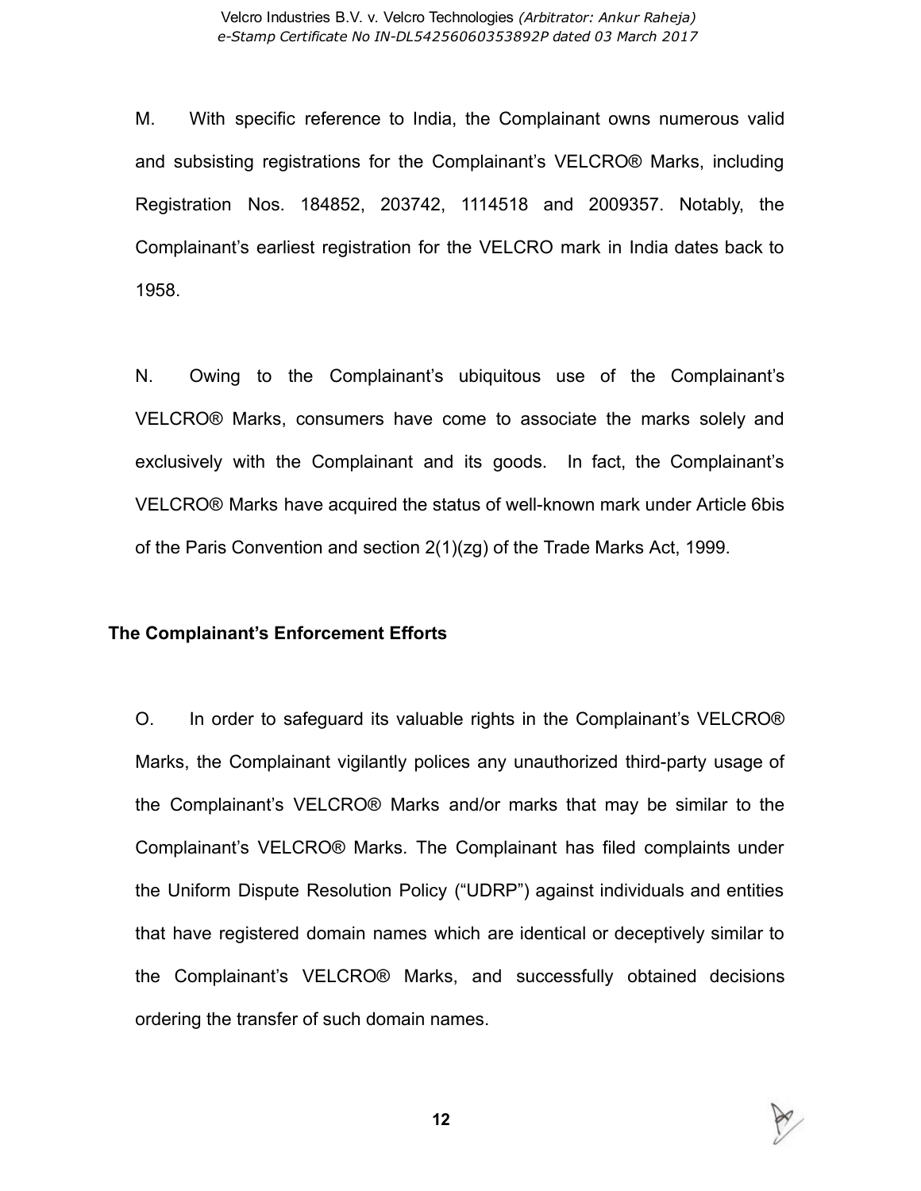M. With specific reference to India, the Complainant owns numerous valid and subsisting registrations for the Complainant's VELCRO® Marks, including Registration Nos. 184852, 203742, 1114518 and 2009357. Notably, the Complainant's earliest registration for the VELCRO mark in India dates back to 1958.

N. Owing to the Complainant's ubiquitous use of the Complainant's VELCRO® Marks, consumers have come to associate the marks solely and exclusively with the Complainant and its goods. In fact, the Complainant's VELCRO® Marks have acquired the status of well-known mark under Article 6bis of the Paris Convention and section 2(1)(zg) of the Trade Marks Act, 1999.

**The Complainant's Enforcement Efforts**

O. In order to safeguard its valuable rights in the Complainant's VELCRO® Marks, the Complainant vigilantly polices any unauthorized third-party usage of the Complainant's VELCRO® Marks and/or marks that may be similar to the Complainant's VELCRO® Marks. The Complainant has filed complaints under the Uniform Dispute Resolution Policy ("UDRP") against individuals and entities that have registered domain names which are identical or deceptively similar to the Complainant's VELCRO® Marks, and successfully obtained decisions ordering the transfer of such domain names.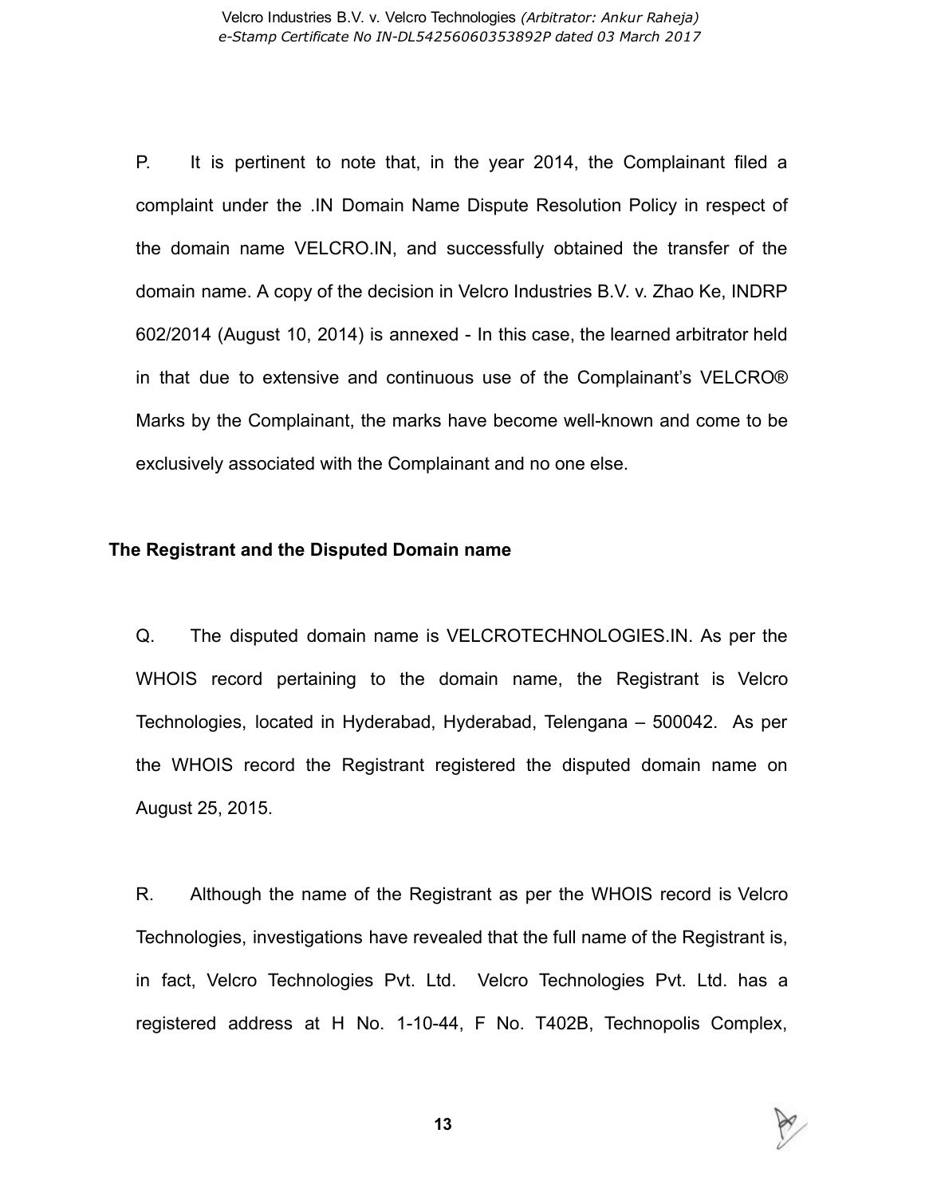P. It is pertinent to note that, in the year 2014, the Complainant filed a complaint under the .IN Domain Name Dispute Resolution Policy in respect of the domain name VELCRO.IN, and successfully obtained the transfer of the domain name. A copy of the decision in Velcro Industries B.V. v. Zhao Ke, INDRP 602/2014 (August 10, 2014) is annexed - In this case, the learned arbitrator held in that due to extensive and continuous use of the Complainant's VELCRO® Marks by the Complainant, the marks have become well-known and come to be exclusively associated with the Complainant and no one else.

**The Registrant and the Disputed Domain name**

Q. The disputed domain name is VELCROTECHNOLOGIES.IN. As per the WHOIS record pertaining to the domain name, the Registrant is Velcro Technologies, located in Hyderabad, Hyderabad, Telengana – 500042. As per the WHOIS record the Registrant registered the disputed domain name on August 25, 2015.

R. Although the name of the Registrant as per the WHOIS record is Velcro Technologies, investigations have revealed that the full name of the Registrant is, in fact, Velcro Technologies Pvt. Ltd. Velcro Technologies Pvt. Ltd. has a registered address at H No. 1-10-44, F No. T402B, Technopolis Complex,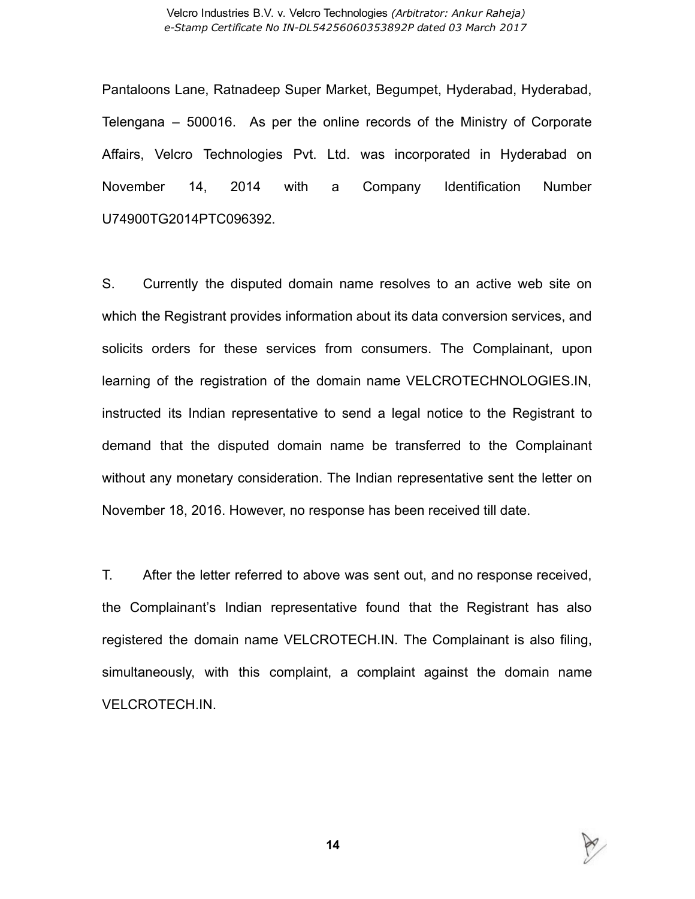Pantaloons Lane, Ratnadeep Super Market, Begumpet, Hyderabad, Hyderabad, Telengana – 500016. As per the online records of the Ministry of Corporate Affairs, Velcro Technologies Pvt. Ltd. was incorporated in Hyderabad on November 14, 2014 with a Company Identification Number U74900TG2014PTC096392.

S. Currently the disputed domain name resolves to an active web site on which the Registrant provides information about its data conversion services, and solicits orders for these services from consumers. The Complainant, upon learning of the registration of the domain name VELCROTECHNOLOGIES.IN, instructed its Indian representative to send a legal notice to the Registrant to demand that the disputed domain name be transferred to the Complainant without any monetary consideration. The Indian representative sent the letter on November 18, 2016. However, no response has been received till date.

T. After the letter referred to above was sent out, and no response received, the Complainant's Indian representative found that the Registrant has also registered the domain name VELCROTECH.IN. The Complainant is also filing, simultaneously, with this complaint, a complaint against the domain name VELCROTECH.IN.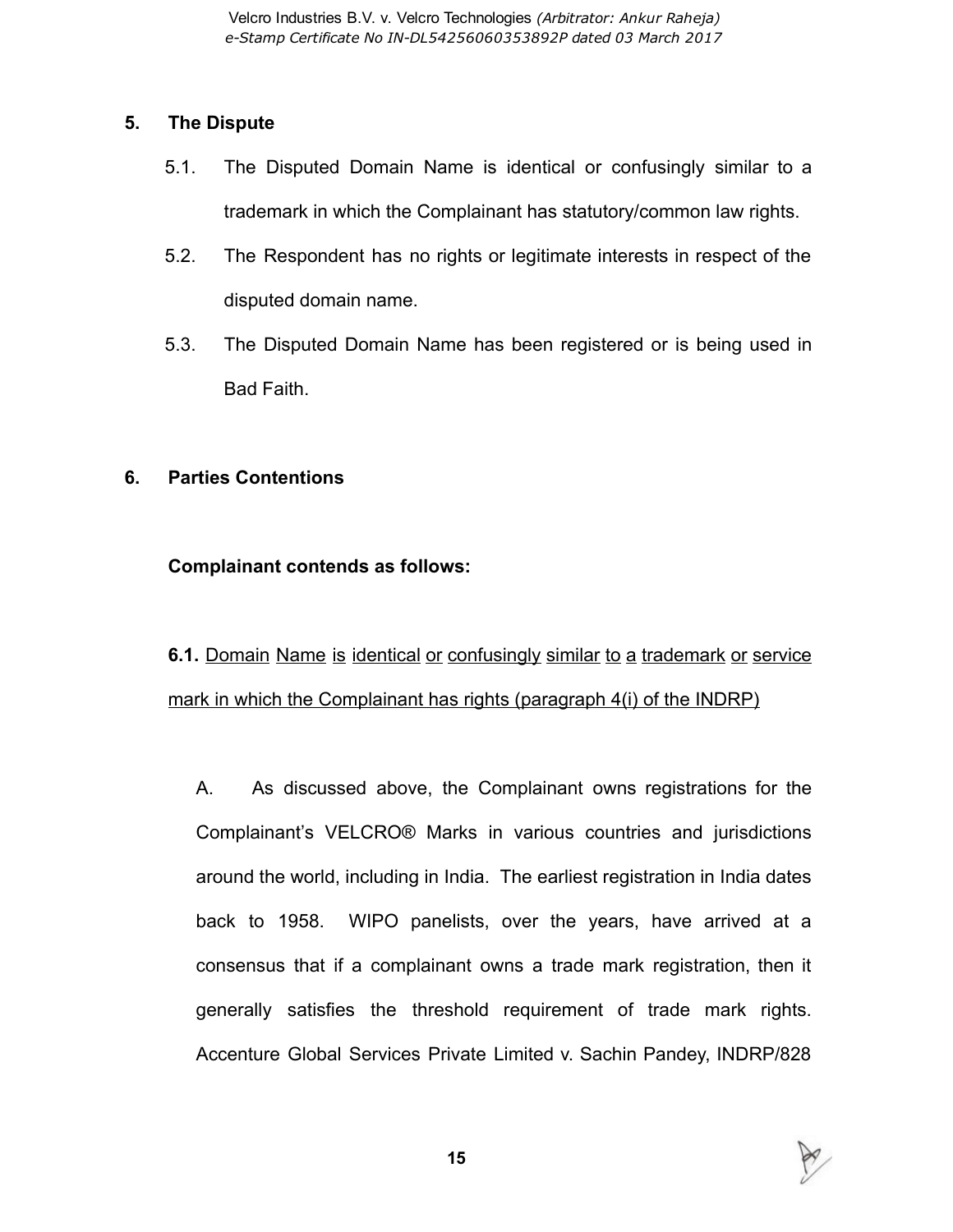## 5. The Dispute

5.1. The Disputed Domain Name is identical or confusingly similar to a trademark in which the Complainant has statutory/common law rights.

5.2. The Respondent has no rights or legitimate interests in respect of the disputed domain name.

5.3. The Disputed Domain Name has been registered or is being used in Bad Faith.

## 6. Parties Contentions

**Complainant contends as follows:**

**6.1.** <u>Domain Name is identical or confusingly similar to a trademark or service mark in which the Complainant has rights (paragraph 4(i) of the INDRP)</u>

A. As discussed above, the Complainant owns registrations for the Complainant's VELCRO® Marks in various countries and jurisdictions around the world, including in India. The earliest registration in India dates back to 1958. WIPO panelists, over the years, have arrived at a consensus that if a complainant owns a trade mark registration, then it generally satisfies the threshold requirement of trade mark rights. Accenture Global Services Private Limited v. Sachin Pandey, INDRP/828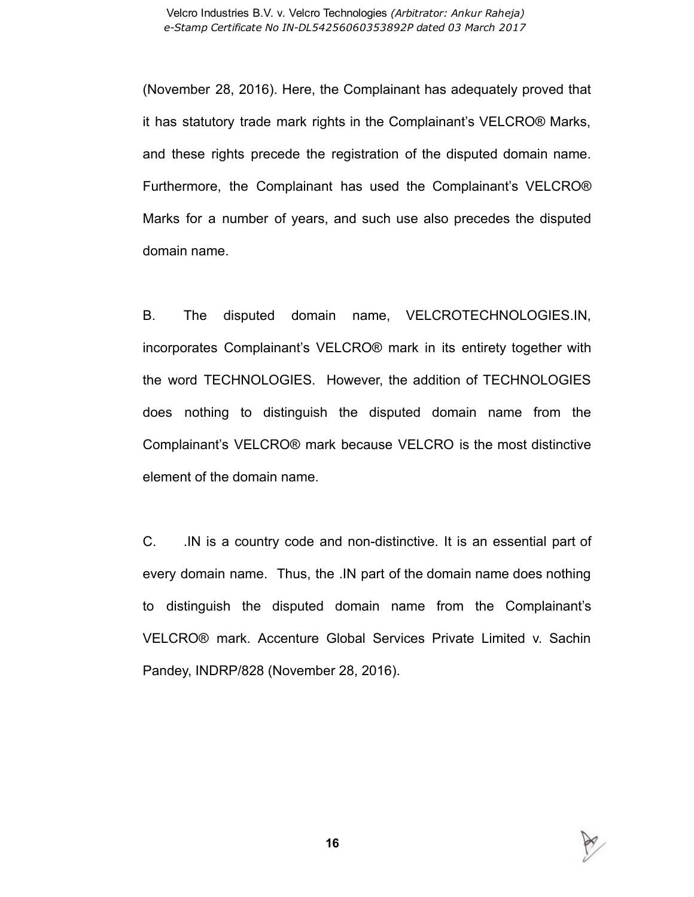(November 28, 2016). Here, the Complainant has adequately proved that it has statutory trade mark rights in the Complainant's VELCRO® Marks, and these rights precede the registration of the disputed domain name. Furthermore, the Complainant has used the Complainant's VELCRO® Marks for a number of years, and such use also precedes the disputed domain name.

B. The disputed domain name, VELCROTECHNOLOGIES.IN, incorporates Complainant's VELCRO® mark in its entirety together with the word TECHNOLOGIES. However, the addition of TECHNOLOGIES does nothing to distinguish the disputed domain name from the Complainant's VELCRO® mark because VELCRO is the most distinctive element of the domain name.

C. .IN is a country code and non-distinctive. It is an essential part of every domain name. Thus, the .IN part of the domain name does nothing to distinguish the disputed domain name from the Complainant's VELCRO® mark. Accenture Global Services Private Limited v. Sachin Pandey, INDRP/828 (November 28, 2016).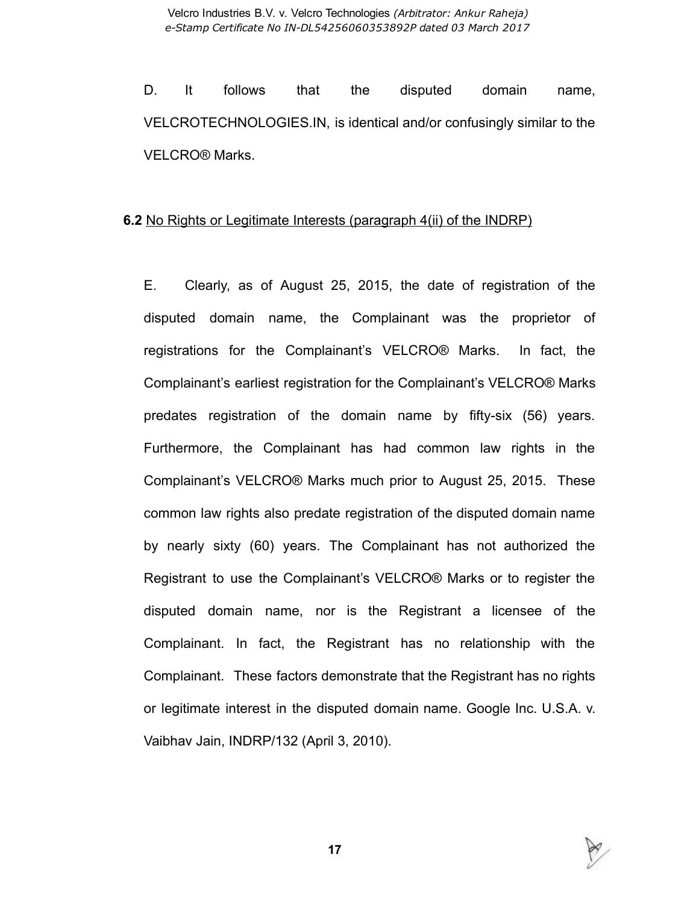D. It follows that the disputed domain name, VELCROTECHNOLOGIES.IN, is identical and/or confusingly similar to the VELCRO® Marks.

**6.2** No Rights or Legitimate Interests (paragraph 4(ii) of the INDRP)

E. Clearly, as of August 25, 2015, the date of registration of the disputed domain name, the Complainant was the proprietor of registrations for the Complainant's VELCRO® Marks. In fact, the Complainant's earliest registration for the Complainant's VELCRO® Marks predates registration of the domain name by fifty-six (56) years. Furthermore, the Complainant has had common law rights in the Complainant's VELCRO® Marks much prior to August 25, 2015. These common law rights also predate registration of the disputed domain name by nearly sixty (60) years. The Complainant has not authorized the Registrant to use the Complainant's VELCRO® Marks or to register the disputed domain name, nor is the Registrant a licensee of the Complainant. In fact, the Registrant has no relationship with the Complainant. These factors demonstrate that the Registrant has no rights or legitimate interest in the disputed domain name. Google Inc. U.S.A. v. Vaibhav Jain, INDRP/132 (April 3, 2010).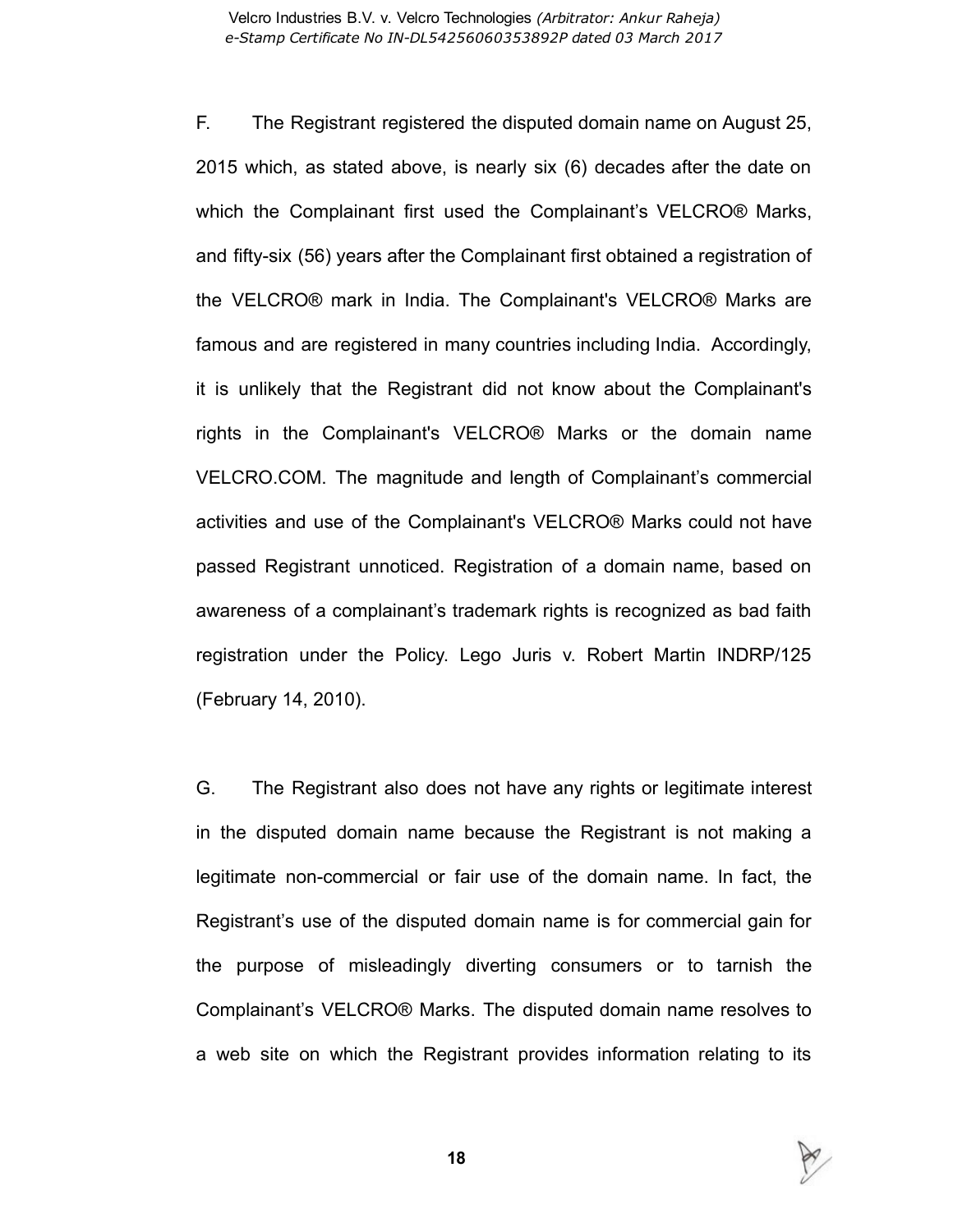F. The Registrant registered the disputed domain name on August 25, 2015 which, as stated above, is nearly six (6) decades after the date on which the Complainant first used the Complainant's VELCRO® Marks, and fifty-six (56) years after the Complainant first obtained a registration of the VELCRO® mark in India. The Complainant's VELCRO® Marks are famous and are registered in many countries including India. Accordingly, it is unlikely that the Registrant did not know about the Complainant's rights in the Complainant's VELCRO® Marks or the domain name VELCRO.COM. The magnitude and length of Complainant's commercial activities and use of the Complainant's VELCRO® Marks could not have passed Registrant unnoticed. Registration of a domain name, based on awareness of a complainant's trademark rights is recognized as bad faith registration under the Policy. Lego Juris v. Robert Martin INDRP/125 (February 14, 2010).

G. The Registrant also does not have any rights or legitimate interest in the disputed domain name because the Registrant is not making a legitimate non-commercial or fair use of the domain name. In fact, the Registrant's use of the disputed domain name is for commercial gain for the purpose of misleadingly diverting consumers or to tarnish the Complainant's VELCRO® Marks. The disputed domain name resolves to a web site on which the Registrant provides information relating to its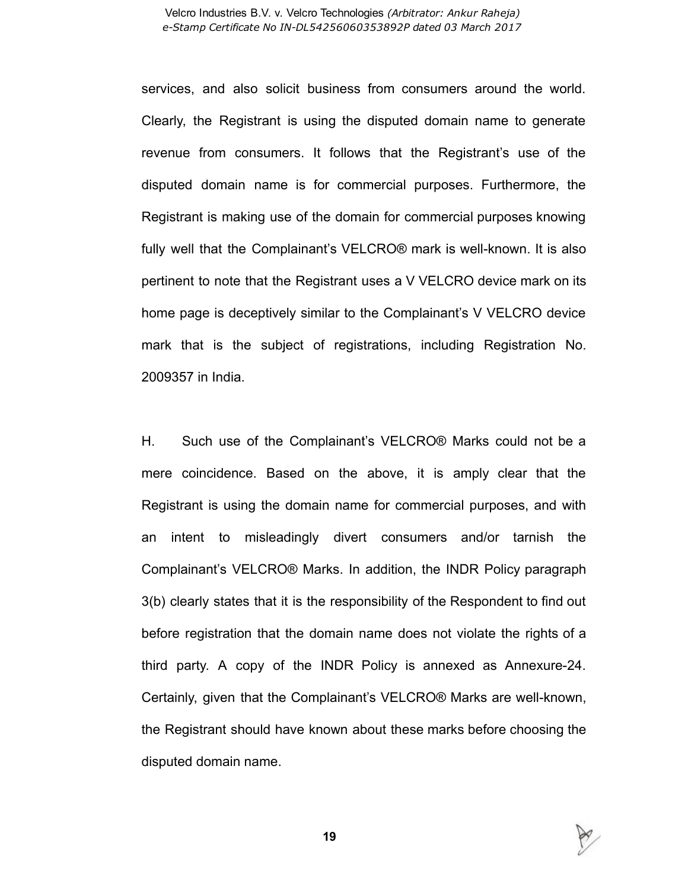services, and also solicit business from consumers around the world. Clearly, the Registrant is using the disputed domain name to generate revenue from consumers. It follows that the Registrant's use of the disputed domain name is for commercial purposes. Furthermore, the Registrant is making use of the domain for commercial purposes knowing fully well that the Complainant's VELCRO® mark is well-known. It is also pertinent to note that the Registrant uses a V VELCRO device mark on its home page is deceptively similar to the Complainant's V VELCRO device mark that is the subject of registrations, including Registration No. 2009357 in India.

H. Such use of the Complainant's VELCRO® Marks could not be a mere coincidence. Based on the above, it is amply clear that the Registrant is using the domain name for commercial purposes, and with an intent to misleadingly divert consumers and/or tarnish the Complainant's VELCRO® Marks. In addition, the INDR Policy paragraph 3(b) clearly states that it is the responsibility of the Respondent to find out before registration that the domain name does not violate the rights of a third party. A copy of the INDR Policy is annexed as Annexure-24. Certainly, given that the Complainant's VELCRO® Marks are well-known, the Registrant should have known about these marks before choosing the disputed domain name.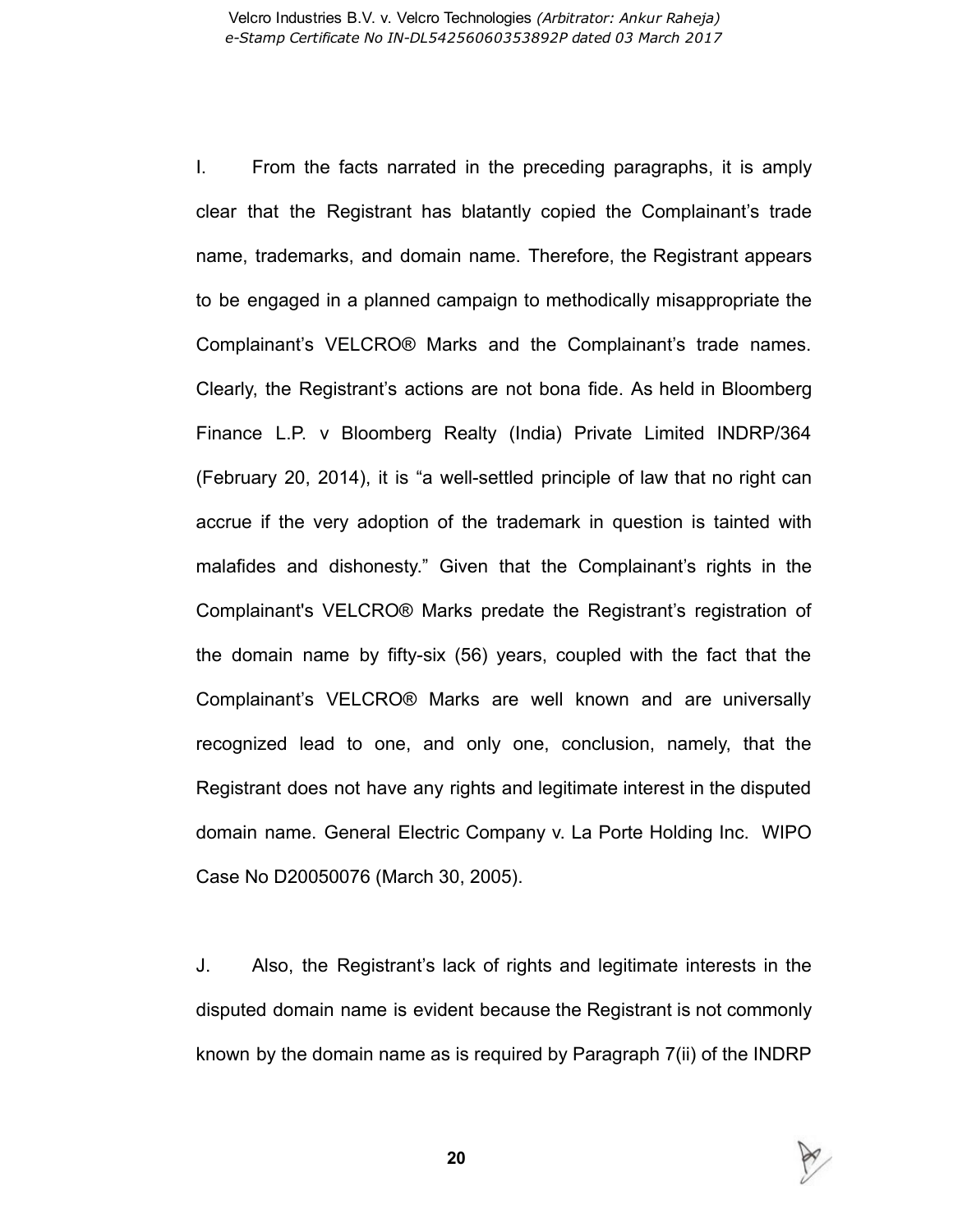I. From the facts narrated in the preceding paragraphs, it is amply clear that the Registrant has blatantly copied the Complainant's trade name, trademarks, and domain name. Therefore, the Registrant appears to be engaged in a planned campaign to methodically misappropriate the Complainant's VELCRO® Marks and the Complainant's trade names. Clearly, the Registrant's actions are not bona fide. As held in Bloomberg Finance L.P. v Bloomberg Realty (India) Private Limited INDRP/364 (February 20, 2014), it is "a well-settled principle of law that no right can accrue if the very adoption of the trademark in question is tainted with malafides and dishonesty." Given that the Complainant's rights in the Complainant's VELCRO® Marks predate the Registrant's registration of the domain name by fifty-six (56) years, coupled with the fact that the Complainant's VELCRO® Marks are well known and are universally recognized lead to one, and only one, conclusion, namely, that the Registrant does not have any rights and legitimate interest in the disputed domain name. General Electric Company v. La Porte Holding Inc. WIPO Case No D20050076 (March 30, 2005).

J. Also, the Registrant's lack of rights and legitimate interests in the disputed domain name is evident because the Registrant is not commonly known by the domain name as is required by Paragraph 7(ii) of the INDRP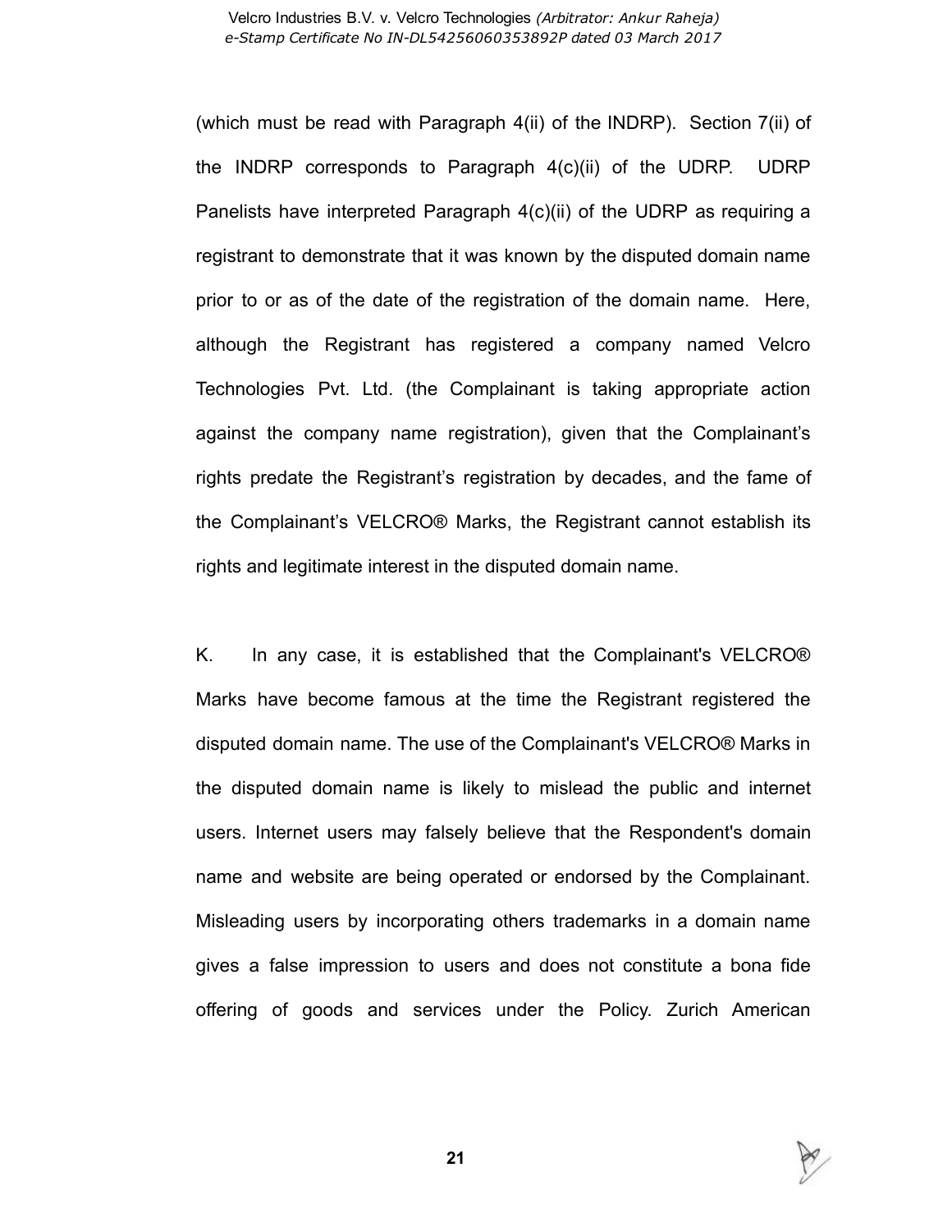(which must be read with Paragraph 4(ii) of the INDRP). Section 7(ii) of the INDRP corresponds to Paragraph 4(c)(ii) of the UDRP. UDRP Panelists have interpreted Paragraph 4(c)(ii) of the UDRP as requiring a registrant to demonstrate that it was known by the disputed domain name prior to or as of the date of the registration of the domain name. Here, although the Registrant has registered a company named Velcro Technologies Pvt. Ltd. (the Complainant is taking appropriate action against the company name registration), given that the Complainant's rights predate the Registrant's registration by decades, and the fame of the Complainant's VELCRO® Marks, the Registrant cannot establish its rights and legitimate interest in the disputed domain name.

K. In any case, it is established that the Complainant's VELCRO® Marks have become famous at the time the Registrant registered the disputed domain name. The use of the Complainant's VELCRO® Marks in the disputed domain name is likely to mislead the public and internet users. Internet users may falsely believe that the Respondent's domain name and website are being operated or endorsed by the Complainant. Misleading users by incorporating others trademarks in a domain name gives a false impression to users and does not constitute a bona fide offering of goods and services under the Policy. Zurich American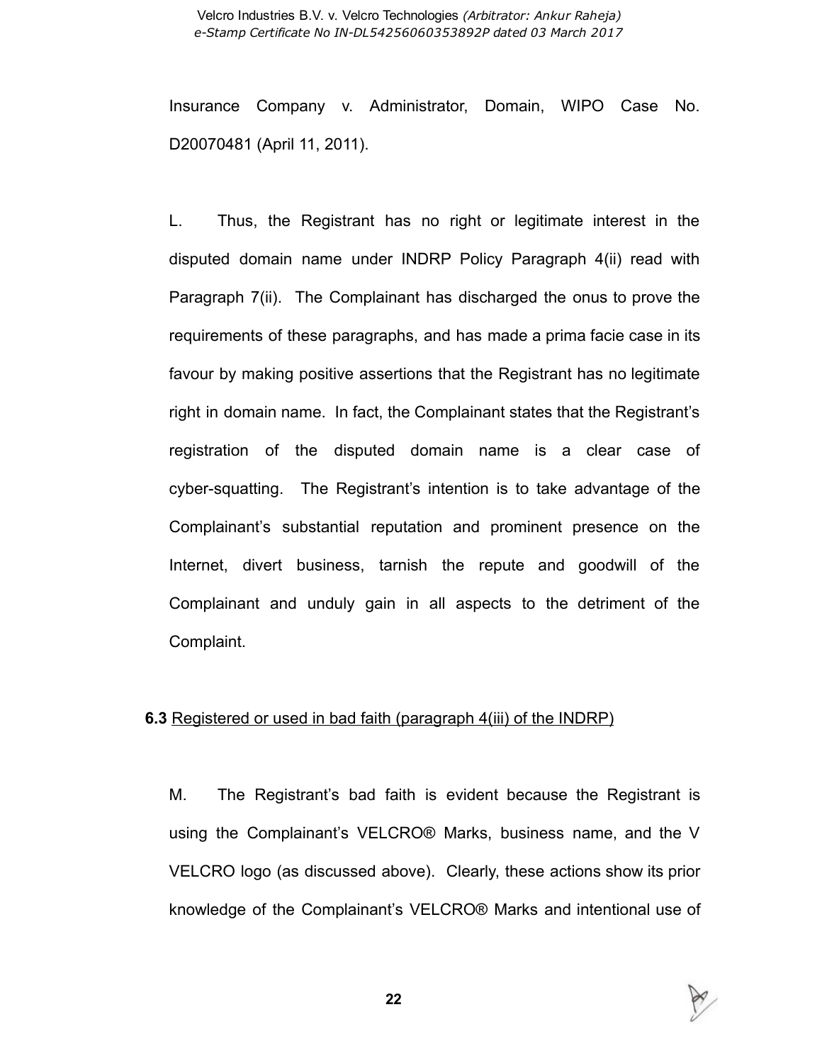Insurance Company v. Administrator, Domain, WIPO Case No. D20070481 (April 11, 2011).

L. Thus, the Registrant has no right or legitimate interest in the disputed domain name under INDRP Policy Paragraph 4(ii) read with Paragraph 7(ii). The Complainant has discharged the onus to prove the requirements of these paragraphs, and has made a prima facie case in its favour by making positive assertions that the Registrant has no legitimate right in domain name. In fact, the Complainant states that the Registrant's registration of the disputed domain name is a clear case of cyber-squatting. The Registrant's intention is to take advantage of the Complainant's substantial reputation and prominent presence on the Internet, divert business, tarnish the repute and goodwill of the Complainant and unduly gain in all aspects to the detriment of the Complaint.

**6.3** Registered or used in bad faith (paragraph 4(iii) of the INDRP)

M. The Registrant's bad faith is evident because the Registrant is using the Complainant's VELCRO® Marks, business name, and the V VELCRO logo (as discussed above). Clearly, these actions show its prior knowledge of the Complainant's VELCRO® Marks and intentional use of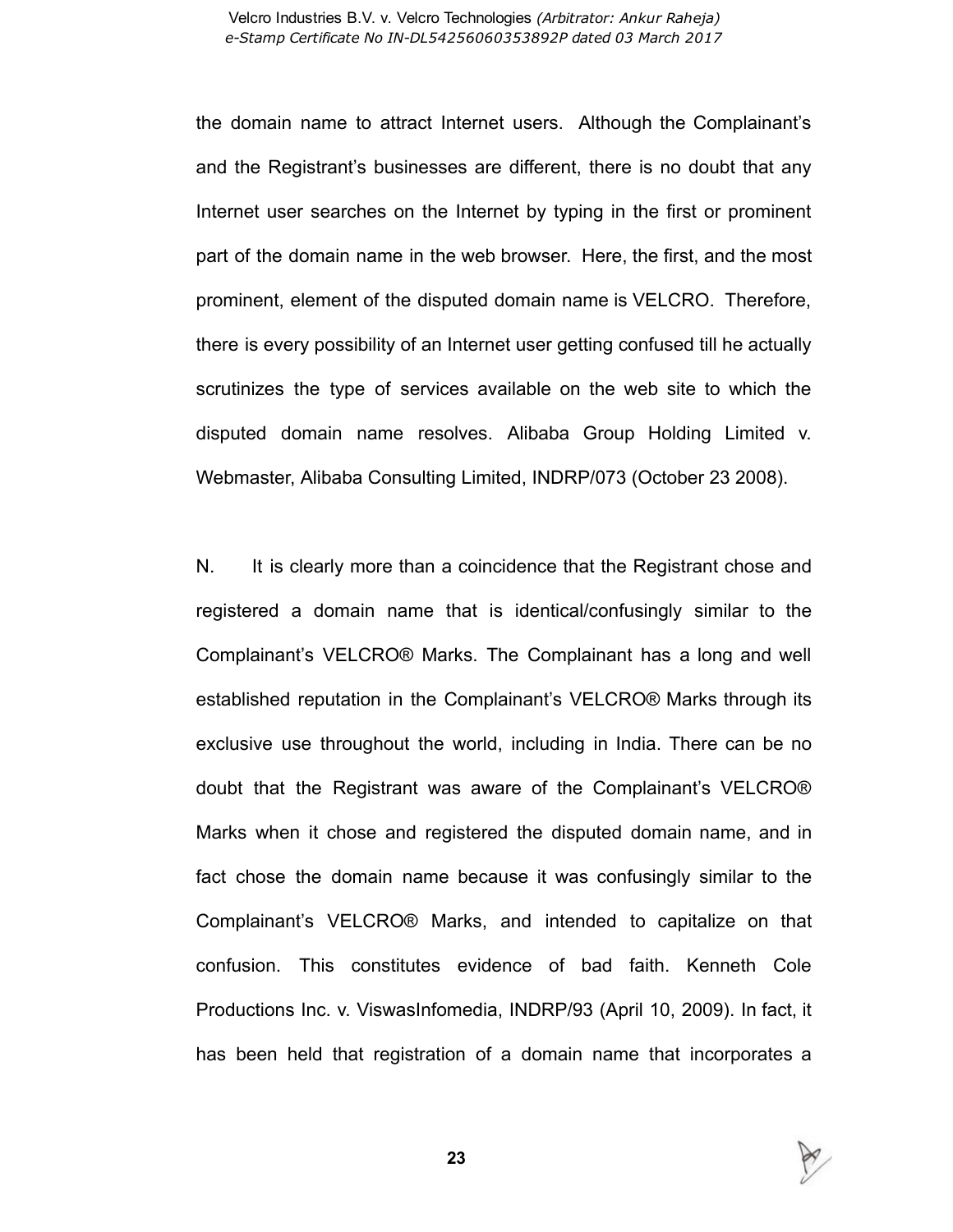the domain name to attract Internet users. Although the Complainant's and the Registrant's businesses are different, there is no doubt that any Internet user searches on the Internet by typing in the first or prominent part of the domain name in the web browser. Here, the first, and the most prominent, element of the disputed domain name is VELCRO. Therefore, there is every possibility of an Internet user getting confused till he actually scrutinizes the type of services available on the web site to which the disputed domain name resolves. Alibaba Group Holding Limited v. Webmaster, Alibaba Consulting Limited, INDRP/073 (October 23 2008).

N. It is clearly more than a coincidence that the Registrant chose and registered a domain name that is identical/confusingly similar to the Complainant's VELCRO® Marks. The Complainant has a long and well established reputation in the Complainant's VELCRO® Marks through its exclusive use throughout the world, including in India. There can be no doubt that the Registrant was aware of the Complainant's VELCRO® Marks when it chose and registered the disputed domain name, and in fact chose the domain name because it was confusingly similar to the Complainant's VELCRO® Marks, and intended to capitalize on that confusion. This constitutes evidence of bad faith. Kenneth Cole Productions Inc. v. ViswasInfomedia, INDRP/93 (April 10, 2009). In fact, it has been held that registration of a domain name that incorporates a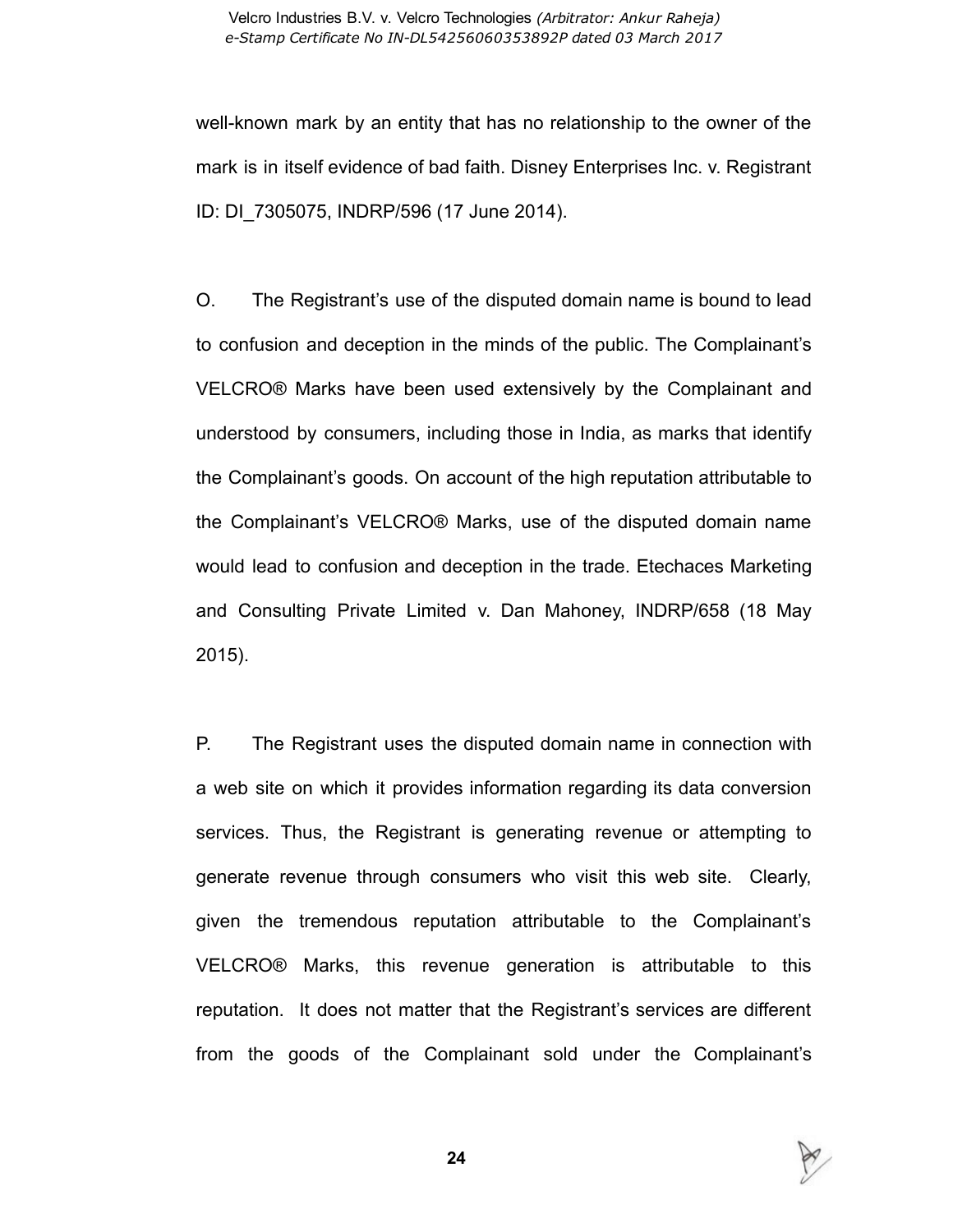well-known mark by an entity that has no relationship to the owner of the mark is in itself evidence of bad faith. Disney Enterprises Inc. v. Registrant ID: DI_7305075, INDRP/596 (17 June 2014).

O. The Registrant's use of the disputed domain name is bound to lead to confusion and deception in the minds of the public. The Complainant's VELCRO® Marks have been used extensively by the Complainant and understood by consumers, including those in India, as marks that identify the Complainant's goods. On account of the high reputation attributable to the Complainant's VELCRO® Marks, use of the disputed domain name would lead to confusion and deception in the trade. Etechaces Marketing and Consulting Private Limited v. Dan Mahoney, INDRP/658 (18 May 2015).

P. The Registrant uses the disputed domain name in connection with a web site on which it provides information regarding its data conversion services. Thus, the Registrant is generating revenue or attempting to generate revenue through consumers who visit this web site. Clearly, given the tremendous reputation attributable to the Complainant's VELCRO® Marks, this revenue generation is attributable to this reputation. It does not matter that the Registrant's services are different from the goods of the Complainant sold under the Complainant's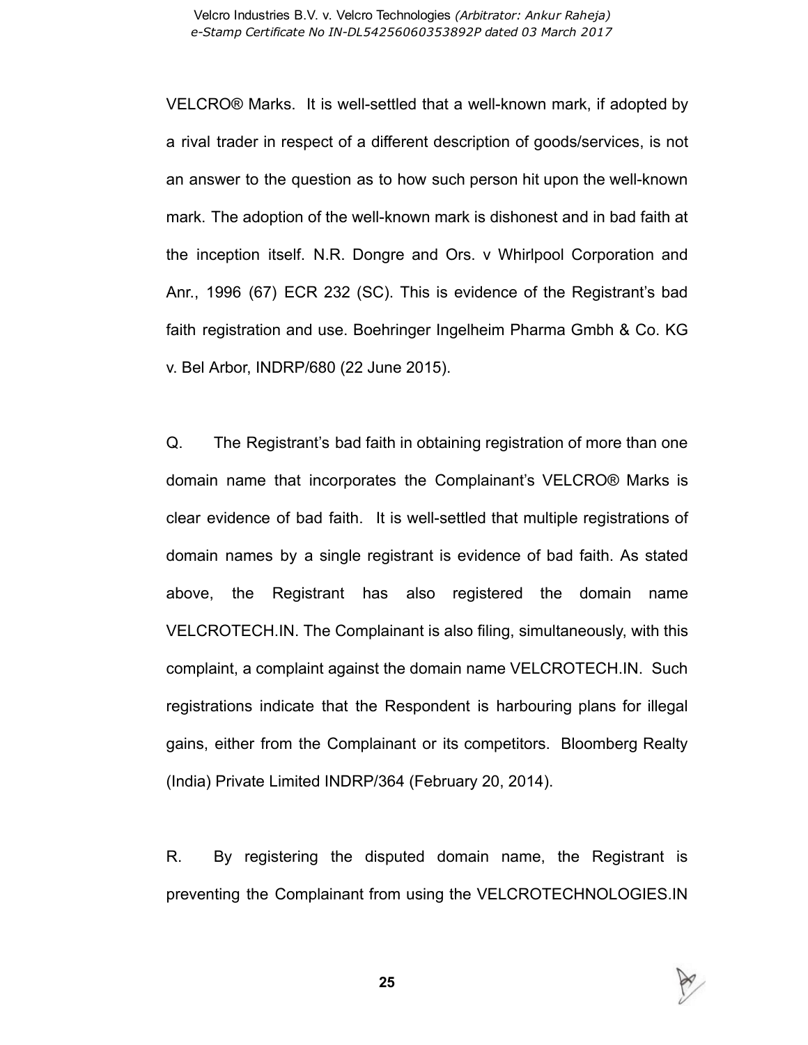VELCRO® Marks. It is well-settled that a well-known mark, if adopted by a rival trader in respect of a different description of goods/services, is not an answer to the question as to how such person hit upon the well-known mark. The adoption of the well-known mark is dishonest and in bad faith at the inception itself. N.R. Dongre and Ors. v Whirlpool Corporation and Anr., 1996 (67) ECR 232 (SC). This is evidence of the Registrant's bad faith registration and use. Boehringer Ingelheim Pharma Gmbh & Co. KG v. Bel Arbor, INDRP/680 (22 June 2015).

Q. The Registrant's bad faith in obtaining registration of more than one domain name that incorporates the Complainant's VELCRO® Marks is clear evidence of bad faith. It is well-settled that multiple registrations of domain names by a single registrant is evidence of bad faith. As stated above, the Registrant has also registered the domain name VELCROTECH.IN. The Complainant is also filing, simultaneously, with this complaint, a complaint against the domain name VELCROTECH.IN. Such registrations indicate that the Respondent is harbouring plans for illegal gains, either from the Complainant or its competitors. Bloomberg Realty (India) Private Limited INDRP/364 (February 20, 2014).

R. By registering the disputed domain name, the Registrant is preventing the Complainant from using the VELCROTECHNOLOGIES.IN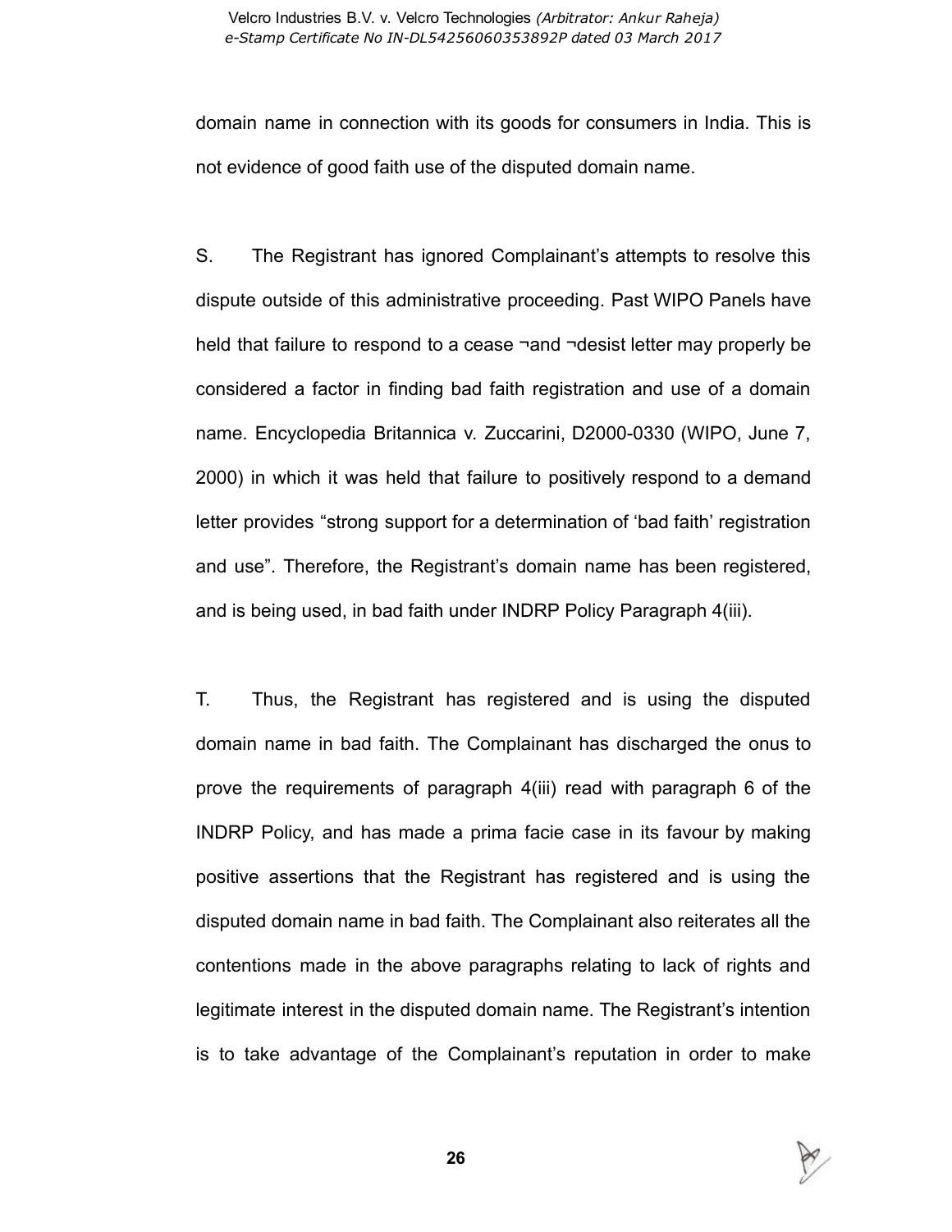domain name in connection with its goods for consumers in India. This is not evidence of good faith use of the disputed domain name.

S. The Registrant has ignored Complainant's attempts to resolve this dispute outside of this administrative proceeding. Past WIPO Panels have held that failure to respond to a cease ¬and ¬desist letter may properly be considered a factor in finding bad faith registration and use of a domain name. Encyclopedia Britannica v. Zuccarini, D2000-0330 (WIPO, June 7, 2000) in which it was held that failure to positively respond to a demand letter provides "strong support for a determination of 'bad faith' registration and use". Therefore, the Registrant's domain name has been registered, and is being used, in bad faith under INDRP Policy Paragraph 4(iii).

T. Thus, the Registrant has registered and is using the disputed domain name in bad faith. The Complainant has discharged the onus to prove the requirements of paragraph 4(iii) read with paragraph 6 of the INDRP Policy, and has made a prima facie case in its favour by making positive assertions that the Registrant has registered and is using the disputed domain name in bad faith. The Complainant also reiterates all the contentions made in the above paragraphs relating to lack of rights and legitimate interest in the disputed domain name. The Registrant's intention is to take advantage of the Complainant's reputation in order to make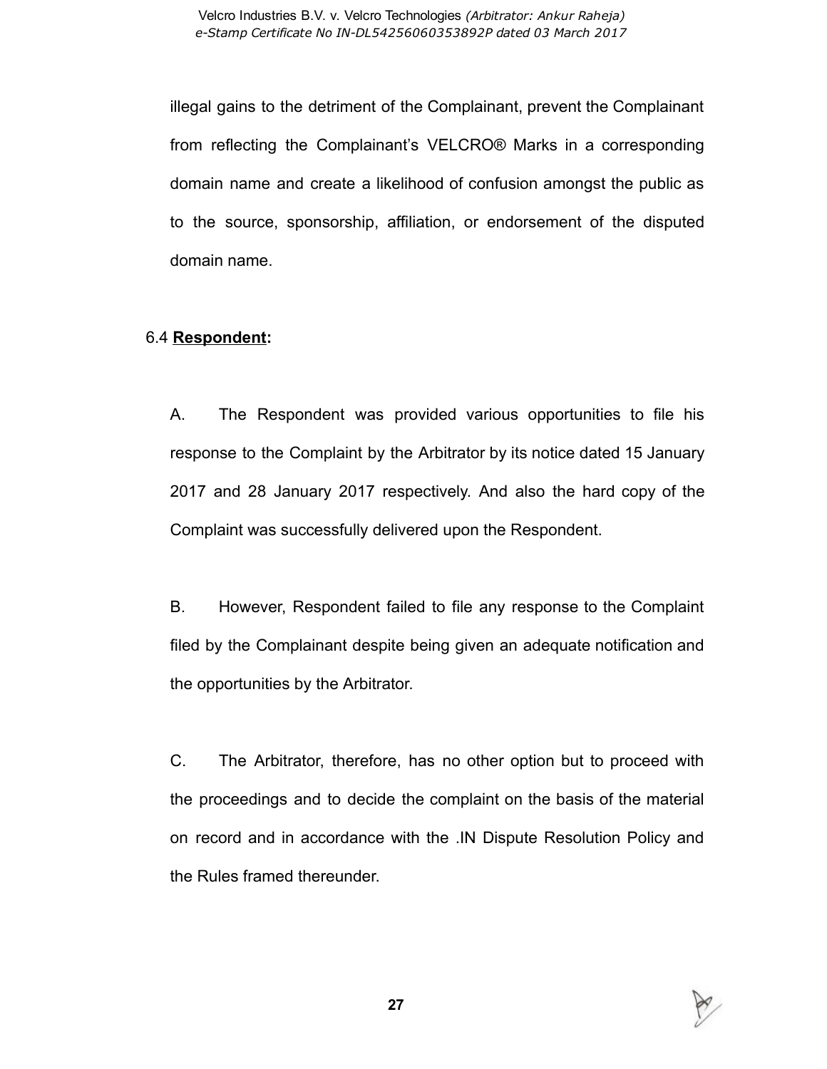illegal gains to the detriment of the Complainant, prevent the Complainant from reflecting the Complainant's VELCRO® Marks in a corresponding domain name and create a likelihood of confusion amongst the public as to the source, sponsorship, affiliation, or endorsement of the disputed domain name.

6.4 **Respondent:**

A. The Respondent was provided various opportunities to file his response to the Complaint by the Arbitrator by its notice dated 15 January 2017 and 28 January 2017 respectively. And also the hard copy of the Complaint was successfully delivered upon the Respondent.

B. However, Respondent failed to file any response to the Complaint filed by the Complainant despite being given an adequate notification and the opportunities by the Arbitrator.

C. The Arbitrator, therefore, has no other option but to proceed with the proceedings and to decide the complaint on the basis of the material on record and in accordance with the .IN Dispute Resolution Policy and the Rules framed thereunder.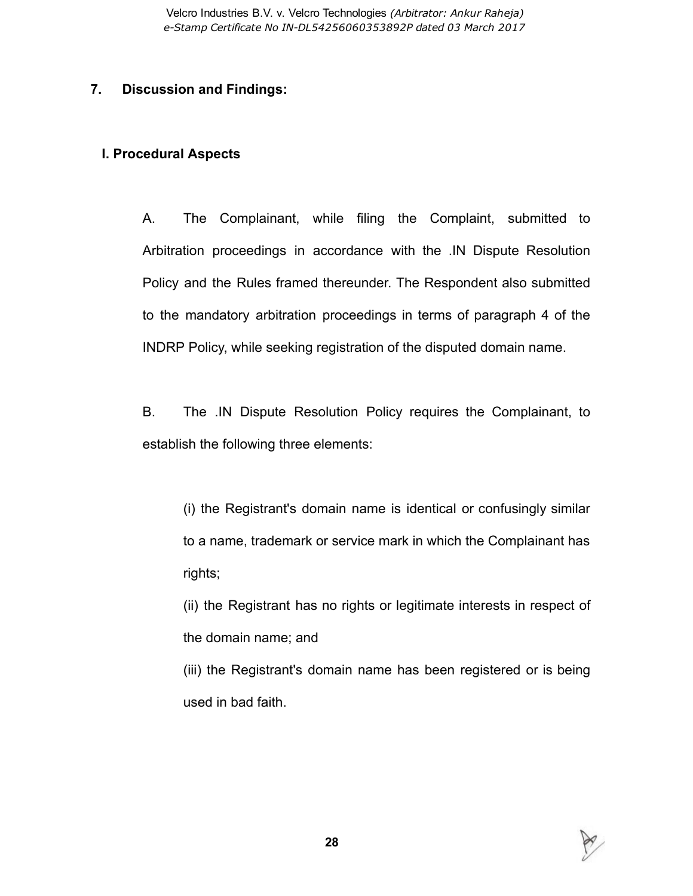## 7. Discussion and Findings:

### I. Procedural Aspects

A. The Complainant, while filing the Complaint, submitted to Arbitration proceedings in accordance with the .IN Dispute Resolution Policy and the Rules framed thereunder. The Respondent also submitted to the mandatory arbitration proceedings in terms of paragraph 4 of the INDRP Policy, while seeking registration of the disputed domain name.

B. The .IN Dispute Resolution Policy requires the Complainant, to establish the following three elements:

(i) the Registrant's domain name is identical or confusingly similar to a name, trademark or service mark in which the Complainant has rights;

(ii) the Registrant has no rights or legitimate interests in respect of the domain name; and

(iii) the Registrant's domain name has been registered or is being used in bad faith.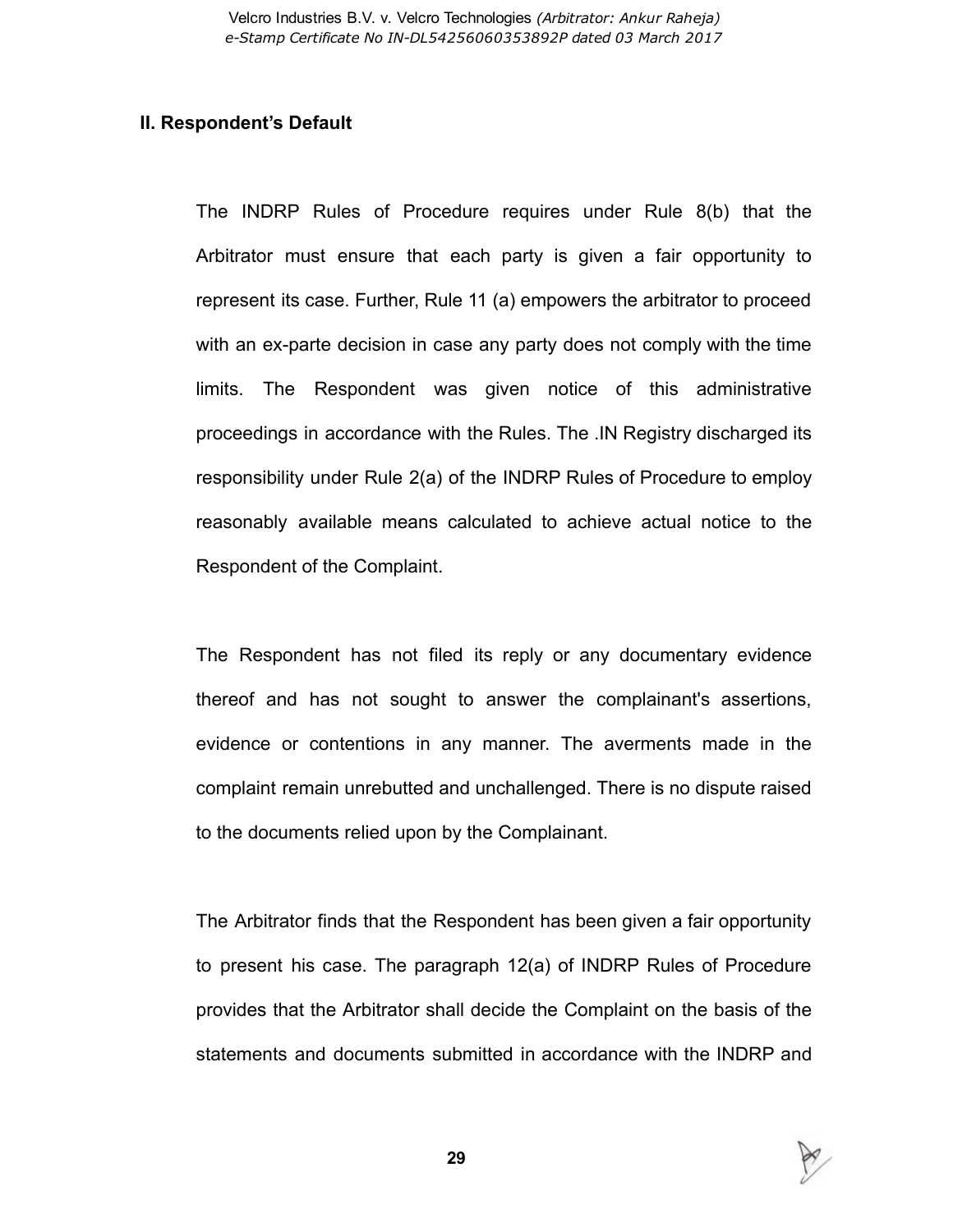## II. Respondent's Default

The INDRP Rules of Procedure requires under Rule 8(b) that the Arbitrator must ensure that each party is given a fair opportunity to represent its case. Further, Rule 11 (a) empowers the arbitrator to proceed with an ex-parte decision in case any party does not comply with the time limits. The Respondent was given notice of this administrative proceedings in accordance with the Rules. The .IN Registry discharged its responsibility under Rule 2(a) of the INDRP Rules of Procedure to employ reasonably available means calculated to achieve actual notice to the Respondent of the Complaint.

The Respondent has not filed its reply or any documentary evidence thereof and has not sought to answer the complainant's assertions, evidence or contentions in any manner. The averments made in the complaint remain unrebutted and unchallenged. There is no dispute raised to the documents relied upon by the Complainant.

The Arbitrator finds that the Respondent has been given a fair opportunity to present his case. The paragraph 12(a) of INDRP Rules of Procedure provides that the Arbitrator shall decide the Complaint on the basis of the statements and documents submitted in accordance with the INDRP and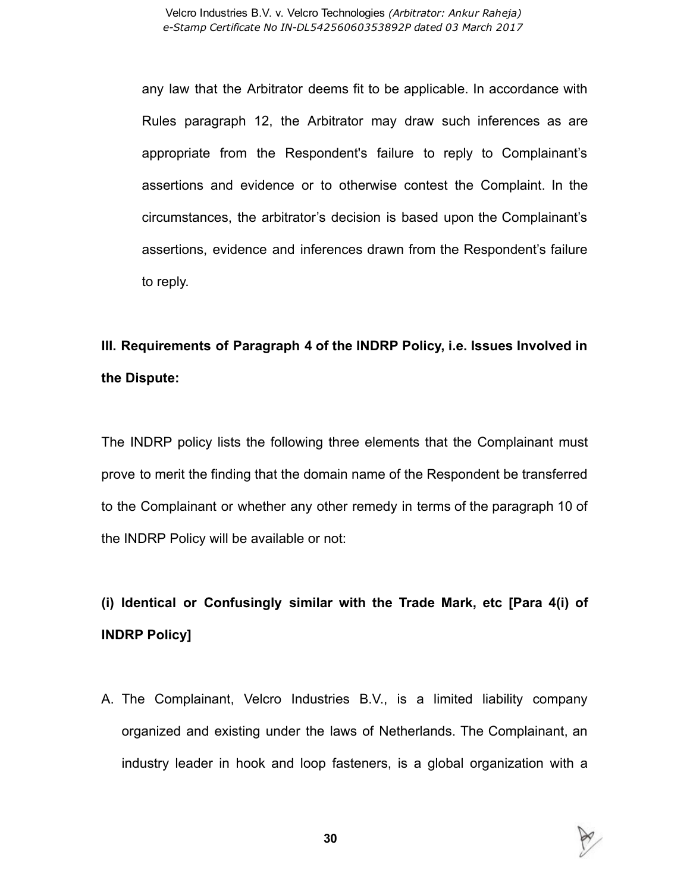any law that the Arbitrator deems fit to be applicable. In accordance with Rules paragraph 12, the Arbitrator may draw such inferences as are appropriate from the Respondent's failure to reply to Complainant's assertions and evidence or to otherwise contest the Complaint. In the circumstances, the arbitrator's decision is based upon the Complainant's assertions, evidence and inferences drawn from the Respondent's failure to reply.

**III. Requirements of Paragraph 4 of the INDRP Policy, i.e. Issues Involved in the Dispute:**

The INDRP policy lists the following three elements that the Complainant must prove to merit the finding that the domain name of the Respondent be transferred to the Complainant or whether any other remedy in terms of the paragraph 10 of the INDRP Policy will be available or not:

**(i) Identical or Confusingly similar with the Trade Mark, etc [Para 4(i) of INDRP Policy]**

A. The Complainant, Velcro Industries B.V., is a limited liability company organized and existing under the laws of Netherlands. The Complainant, an industry leader in hook and loop fasteners, is a global organization with a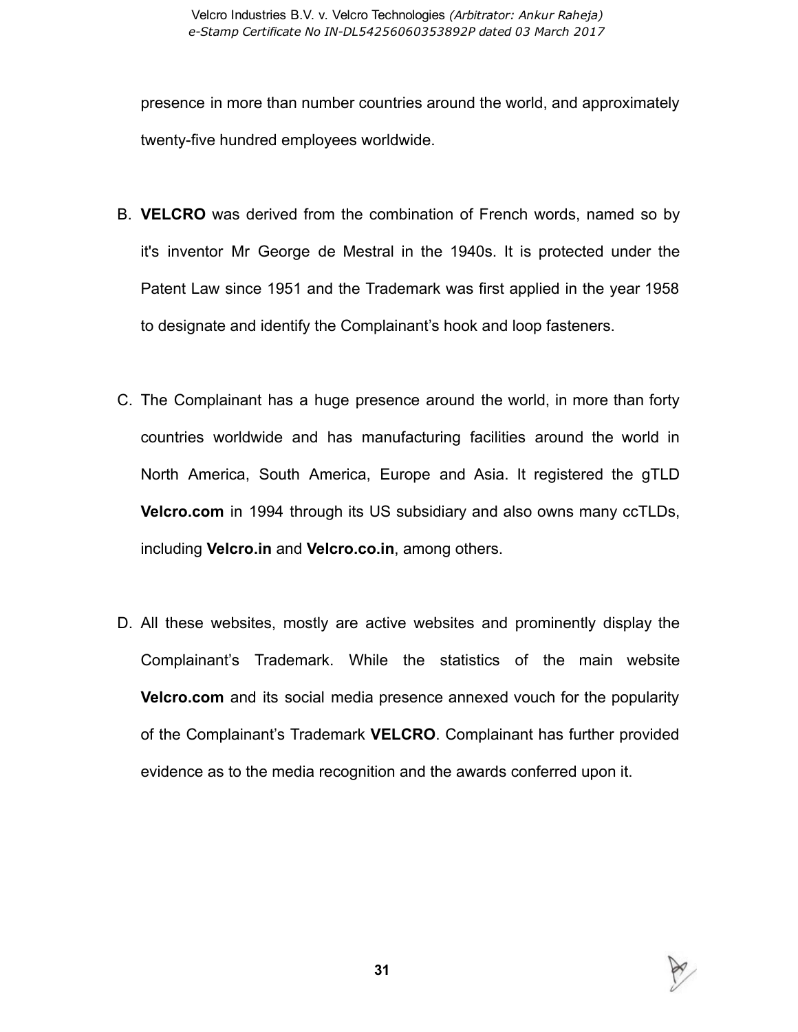presence in more than number countries around the world, and approximately twenty-five hundred employees worldwide.

B. **VELCRO** was derived from the combination of French words, named so by it's inventor Mr George de Mestral in the 1940s. It is protected under the Patent Law since 1951 and the Trademark was first applied in the year 1958 to designate and identify the Complainant's hook and loop fasteners.

C. The Complainant has a huge presence around the world, in more than forty countries worldwide and has manufacturing facilities around the world in North America, South America, Europe and Asia. It registered the gTLD **Velcro.com** in 1994 through its US subsidiary and also owns many ccTLDs, including **Velcro.in** and **Velcro.co.in**, among others.

D. All these websites, mostly are active websites and prominently display the Complainant's Trademark. While the statistics of the main website **Velcro.com** and its social media presence annexed vouch for the popularity of the Complainant's Trademark **VELCRO**. Complainant has further provided evidence as to the media recognition and the awards conferred upon it.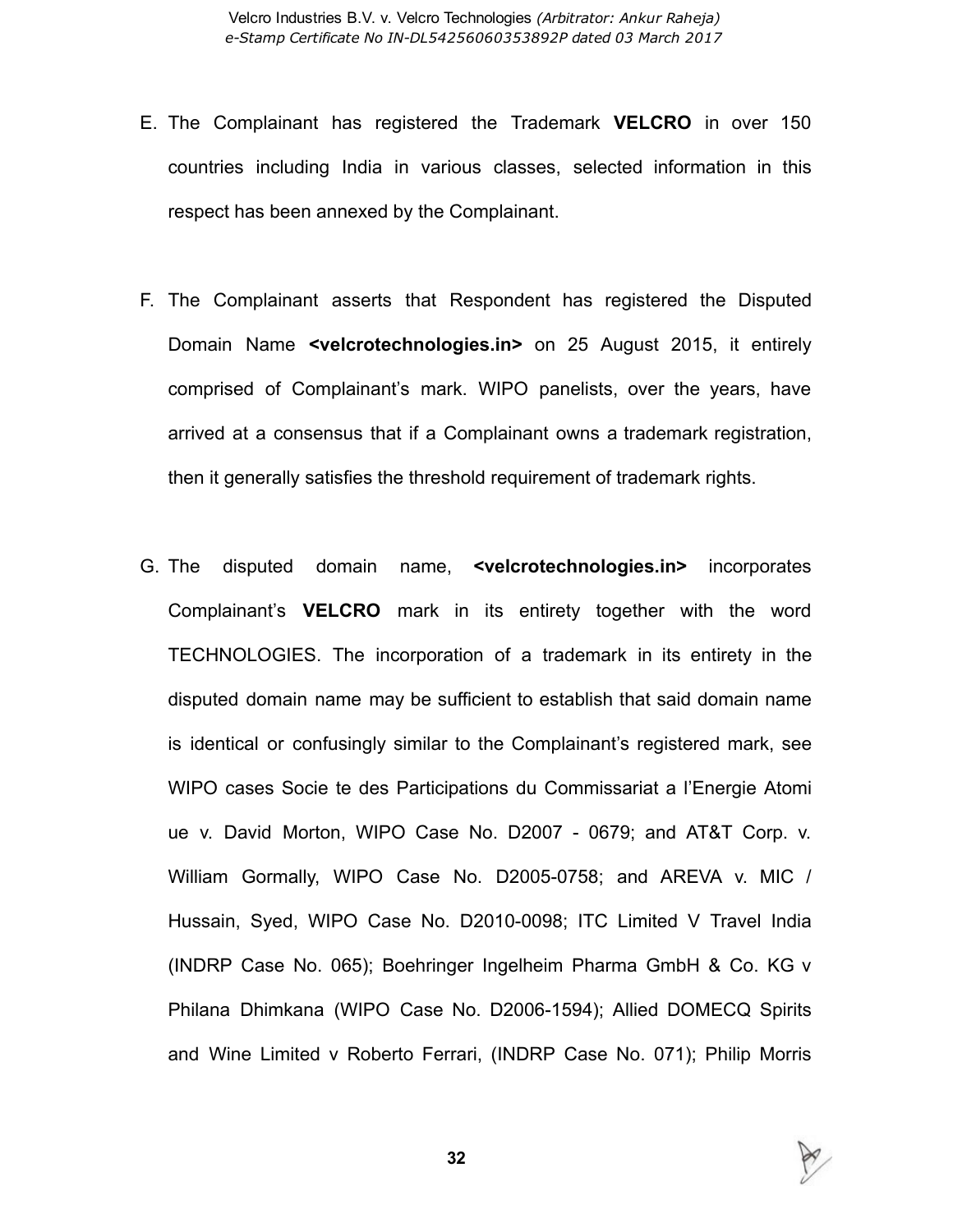E. The Complainant has registered the Trademark **VELCRO** in over 150 countries including India in various classes, selected information in this respect has been annexed by the Complainant.

F. The Complainant asserts that Respondent has registered the Disputed Domain Name **<velcrotechnologies.in>** on 25 August 2015, it entirely comprised of Complainant's mark. WIPO panelists, over the years, have arrived at a consensus that if a Complainant owns a trademark registration, then it generally satisfies the threshold requirement of trademark rights.

G. The disputed domain name, **<velcrotechnologies.in>** incorporates Complainant's **VELCRO** mark in its entirety together with the word TECHNOLOGIES. The incorporation of a trademark in its entirety in the disputed domain name may be sufficient to establish that said domain name is identical or confusingly similar to the Complainant's registered mark, see WIPO cases Socie te des Participations du Commissariat a l'Energie Atomi ue v. David Morton, WIPO Case No. D2007 - 0679; and AT&T Corp. v. William Gormally, WIPO Case No. D2005-0758; and AREVA v. MIC / Hussain, Syed, WIPO Case No. D2010-0098; ITC Limited V Travel India (INDRP Case No. 065); Boehringer Ingelheim Pharma GmbH & Co. KG v Philana Dhimkana (WIPO Case No. D2006-1594); Allied DOMECQ Spirits and Wine Limited v Roberto Ferrari, (INDRP Case No. 071); Philip Morris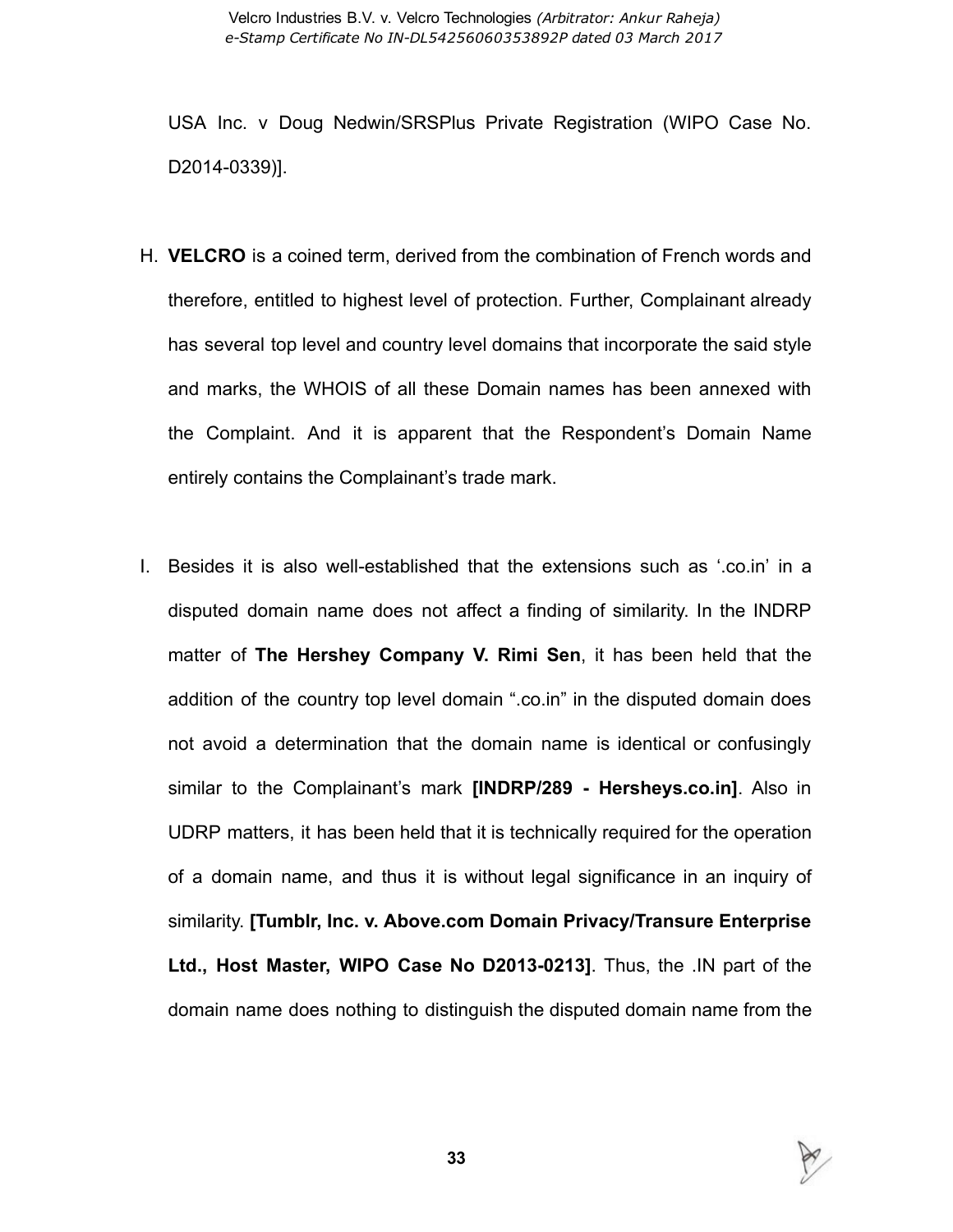USA Inc. v Doug Nedwin/SRSPlus Private Registration (WIPO Case No. D2014-0339)].

H. **VELCRO** is a coined term, derived from the combination of French words and therefore, entitled to highest level of protection. Further, Complainant already has several top level and country level domains that incorporate the said style and marks, the WHOIS of all these Domain names has been annexed with the Complaint. And it is apparent that the Respondent's Domain Name entirely contains the Complainant's trade mark.

I. Besides it is also well-established that the extensions such as '.co.in' in a disputed domain name does not affect a finding of similarity. In the INDRP matter of **The Hershey Company V. Rimi Sen**, it has been held that the addition of the country top level domain ".co.in" in the disputed domain does not avoid a determination that the domain name is identical or confusingly similar to the Complainant's mark **[INDRP/289 - Hersheys.co.in]**. Also in UDRP matters, it has been held that it is technically required for the operation of a domain name, and thus it is without legal significance in an inquiry of similarity. **[Tumblr, Inc. v. Above.com Domain Privacy/Transure Enterprise Ltd., Host Master, WIPO Case No D2013-0213]**. Thus, the .IN part of the domain name does nothing to distinguish the disputed domain name from the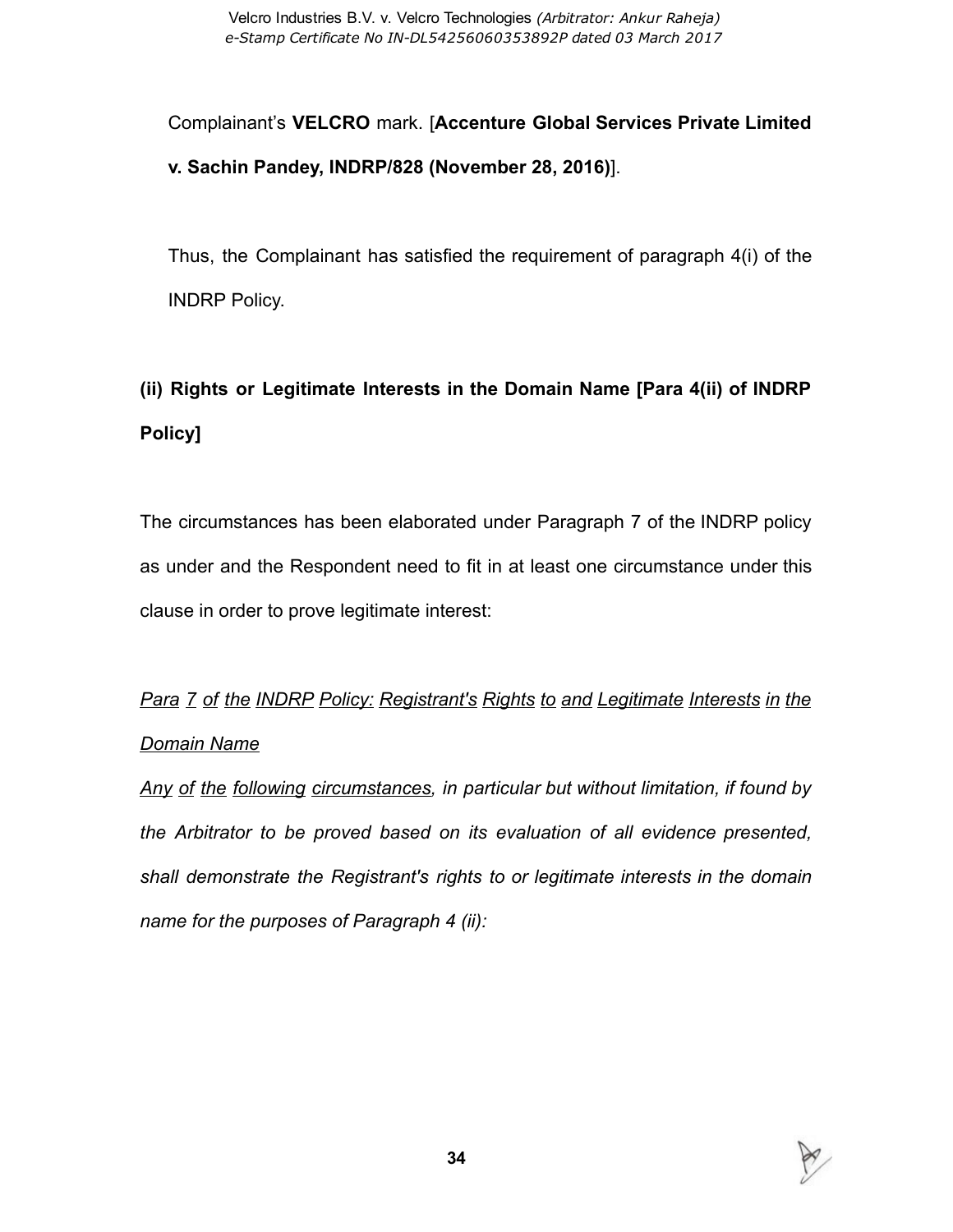Complainant's **VELCRO** mark. [**Accenture Global Services Private Limited v. Sachin Pandey, INDRP/828 (November 28, 2016)**].

Thus, the Complainant has satisfied the requirement of paragraph 4(i) of the INDRP Policy.

**(ii) Rights or Legitimate Interests in the Domain Name [Para 4(ii) of INDRP Policy]**

The circumstances has been elaborated under Paragraph 7 of the INDRP policy as under and the Respondent need to fit in at least one circumstance under this clause in order to prove legitimate interest:

*Para 7 of the INDRP Policy: Registrant's Rights to and Legitimate Interests in the Domain Name*

*Any of the following circumstances, in particular but without limitation, if found by the Arbitrator to be proved based on its evaluation of all evidence presented, shall demonstrate the Registrant's rights to or legitimate interests in the domain name for the purposes of Paragraph 4 (ii):*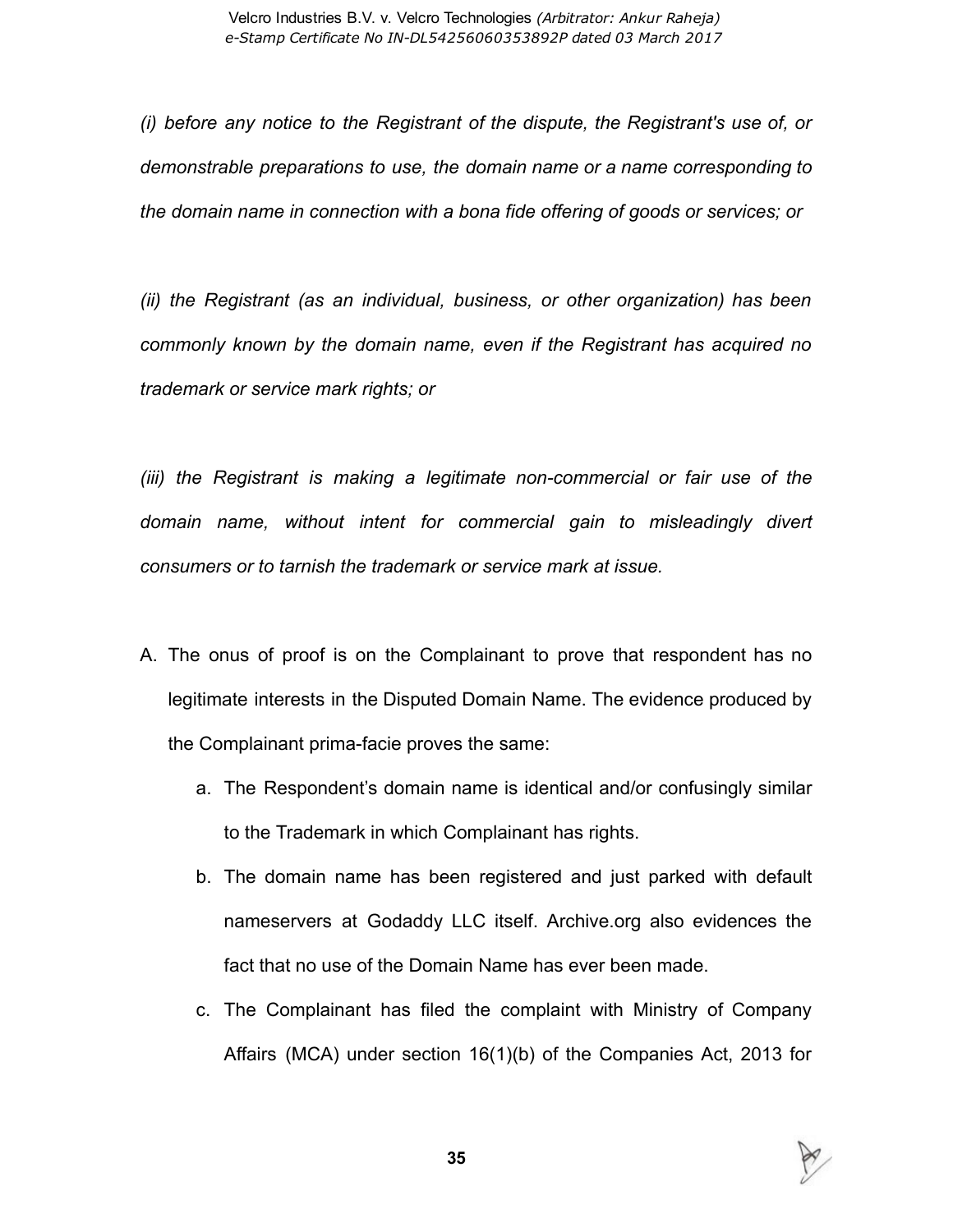*(i) before any notice to the Registrant of the dispute, the Registrant's use of, or demonstrable preparations to use, the domain name or a name corresponding to the domain name in connection with a bona fide offering of goods or services; or*

*(ii) the Registrant (as an individual, business, or other organization) has been commonly known by the domain name, even if the Registrant has acquired no trademark or service mark rights; or*

*(iii) the Registrant is making a legitimate non-commercial or fair use of the domain name, without intent for commercial gain to misleadingly divert consumers or to tarnish the trademark or service mark at issue.*

A. The onus of proof is on the Complainant to prove that respondent has no legitimate interests in the Disputed Domain Name. The evidence produced by the Complainant prima-facie proves the same:
   a. The Respondent's domain name is identical and/or confusingly similar to the Trademark in which Complainant has rights.
   b. The domain name has been registered and just parked with default nameservers at Godaddy LLC itself. Archive.org also evidences the fact that no use of the Domain Name has ever been made.
   c. The Complainant has filed the complaint with Ministry of Company Affairs (MCA) under section 16(1)(b) of the Companies Act, 2013 for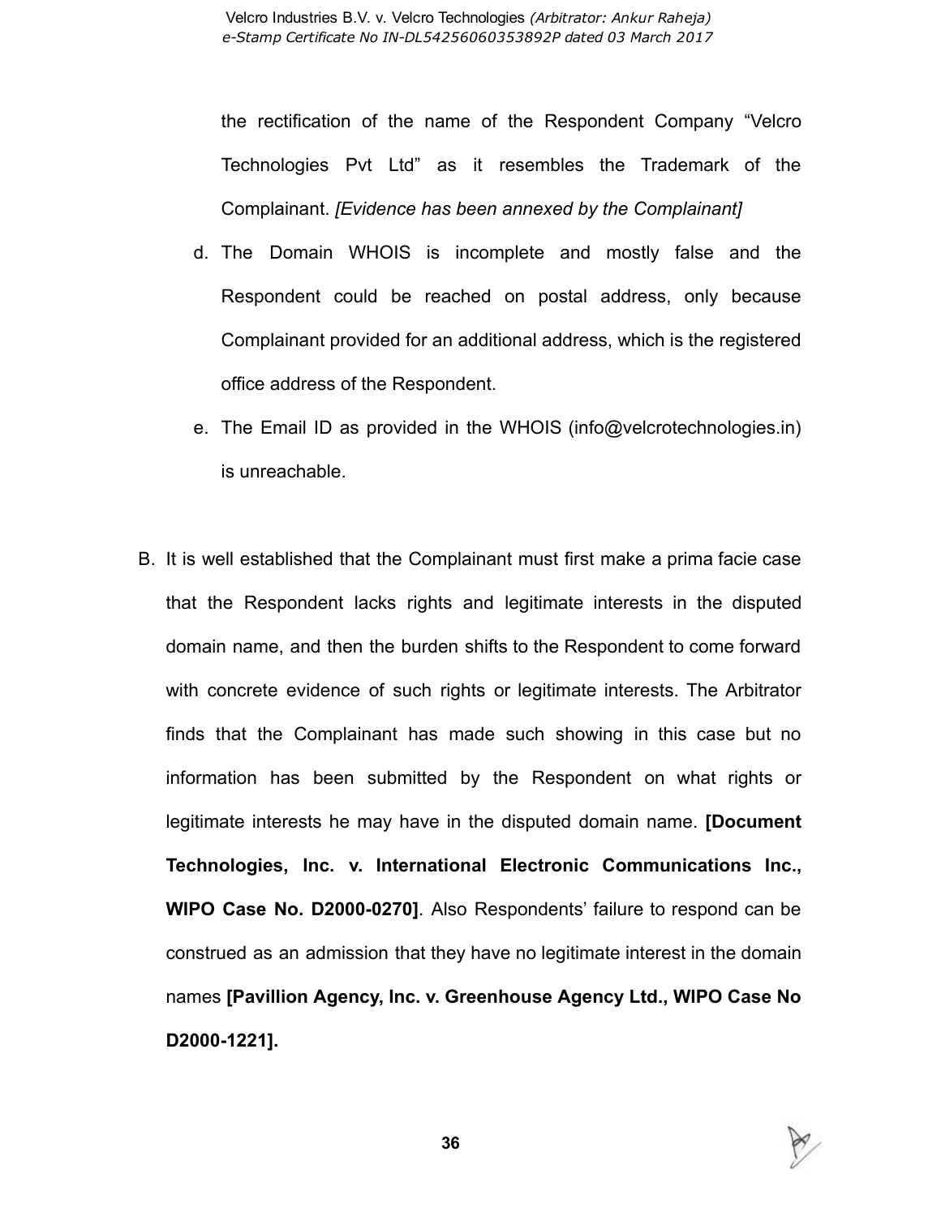the rectification of the name of the Respondent Company "Velcro Technologies Pvt Ltd" as it resembles the Trademark of the Complainant. *[Evidence has been annexed by the Complainant]*

d. The Domain WHOIS is incomplete and mostly false and the Respondent could be reached on postal address, only because Complainant provided for an additional address, which is the registered office address of the Respondent.

e. The Email ID as provided in the WHOIS (info@velcrotechnologies.in) is unreachable.

B. It is well established that the Complainant must first make a prima facie case that the Respondent lacks rights and legitimate interests in the disputed domain name, and then the burden shifts to the Respondent to come forward with concrete evidence of such rights or legitimate interests. The Arbitrator finds that the Complainant has made such showing in this case but no information has been submitted by the Respondent on what rights or legitimate interests he may have in the disputed domain name. **[Document Technologies, Inc. v. International Electronic Communications Inc., WIPO Case No. D2000-0270]**. Also Respondents' failure to respond can be construed as an admission that they have no legitimate interest in the domain names **[Pavillion Agency, Inc. v. Greenhouse Agency Ltd., WIPO Case No D2000-1221].**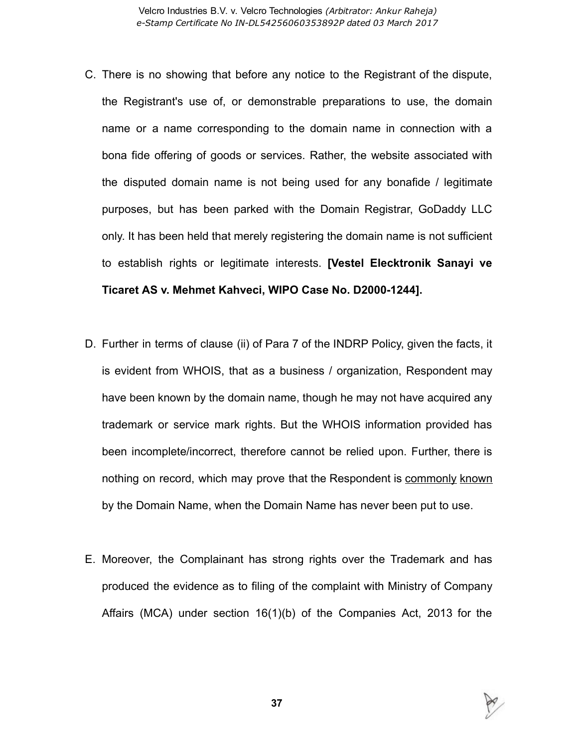C. There is no showing that before any notice to the Registrant of the dispute, the Registrant's use of, or demonstrable preparations to use, the domain name or a name corresponding to the domain name in connection with a bona fide offering of goods or services. Rather, the website associated with the disputed domain name is not being used for any bonafide / legitimate purposes, but has been parked with the Domain Registrar, GoDaddy LLC only. It has been held that merely registering the domain name is not sufficient to establish rights or legitimate interests. **[Vestel Elecktronik Sanayi ve Ticaret AS v. Mehmet Kahveci, WIPO Case No. D2000-1244].**

D. Further in terms of clause (ii) of Para 7 of the INDRP Policy, given the facts, it is evident from WHOIS, that as a business / organization, Respondent may have been known by the domain name, though he may not have acquired any trademark or service mark rights. But the WHOIS information provided has been incomplete/incorrect, therefore cannot be relied upon. Further, there is nothing on record, which may prove that the Respondent is <u>commonly known</u> by the Domain Name, when the Domain Name has never been put to use.

E. Moreover, the Complainant has strong rights over the Trademark and has produced the evidence as to filing of the complaint with Ministry of Company Affairs (MCA) under section 16(1)(b) of the Companies Act, 2013 for the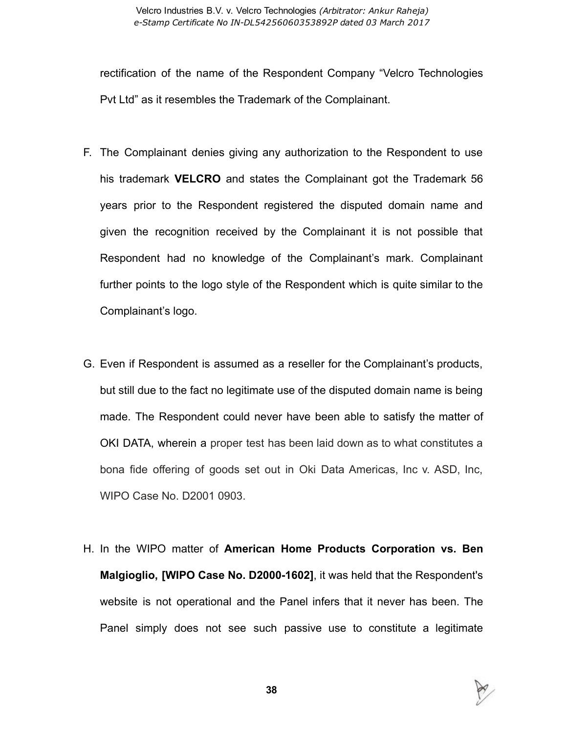rectification of the name of the Respondent Company "Velcro Technologies Pvt Ltd" as it resembles the Trademark of the Complainant.

F. The Complainant denies giving any authorization to the Respondent to use his trademark **VELCRO** and states the Complainant got the Trademark 56 years prior to the Respondent registered the disputed domain name and given the recognition received by the Complainant it is not possible that Respondent had no knowledge of the Complainant's mark. Complainant further points to the logo style of the Respondent which is quite similar to the Complainant's logo.

G. Even if Respondent is assumed as a reseller for the Complainant's products, but still due to the fact no legitimate use of the disputed domain name is being made. The Respondent could never have been able to satisfy the matter of OKI DATA, wherein a proper test has been laid down as to what constitutes a bona fide offering of goods set out in Oki Data Americas, Inc v. ASD, Inc, WIPO Case No. D2001 0903.

H. In the WIPO matter of **American Home Products Corporation vs. Ben Malgioglio, [WIPO Case No. D2000-1602]**, it was held that the Respondent's website is not operational and the Panel infers that it never has been. The Panel simply does not see such passive use to constitute a legitimate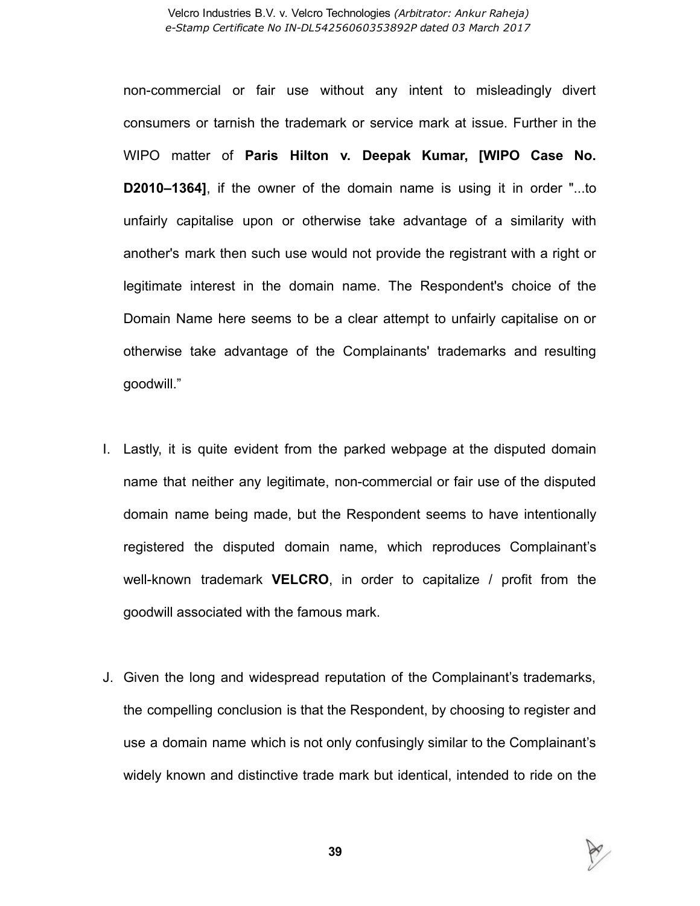non-commercial or fair use without any intent to misleadingly divert consumers or tarnish the trademark or service mark at issue. Further in the WIPO matter of **Paris Hilton v. Deepak Kumar, [WIPO Case No. D2010–1364]**, if the owner of the domain name is using it in order "...to unfairly capitalise upon or otherwise take advantage of a similarity with another's mark then such use would not provide the registrant with a right or legitimate interest in the domain name. The Respondent's choice of the Domain Name here seems to be a clear attempt to unfairly capitalise on or otherwise take advantage of the Complainants' trademarks and resulting goodwill."

I. Lastly, it is quite evident from the parked webpage at the disputed domain name that neither any legitimate, non-commercial or fair use of the disputed domain name being made, but the Respondent seems to have intentionally registered the disputed domain name, which reproduces Complainant's well-known trademark **VELCRO**, in order to capitalize / profit from the goodwill associated with the famous mark.

J. Given the long and widespread reputation of the Complainant's trademarks, the compelling conclusion is that the Respondent, by choosing to register and use a domain name which is not only confusingly similar to the Complainant's widely known and distinctive trade mark but identical, intended to ride on the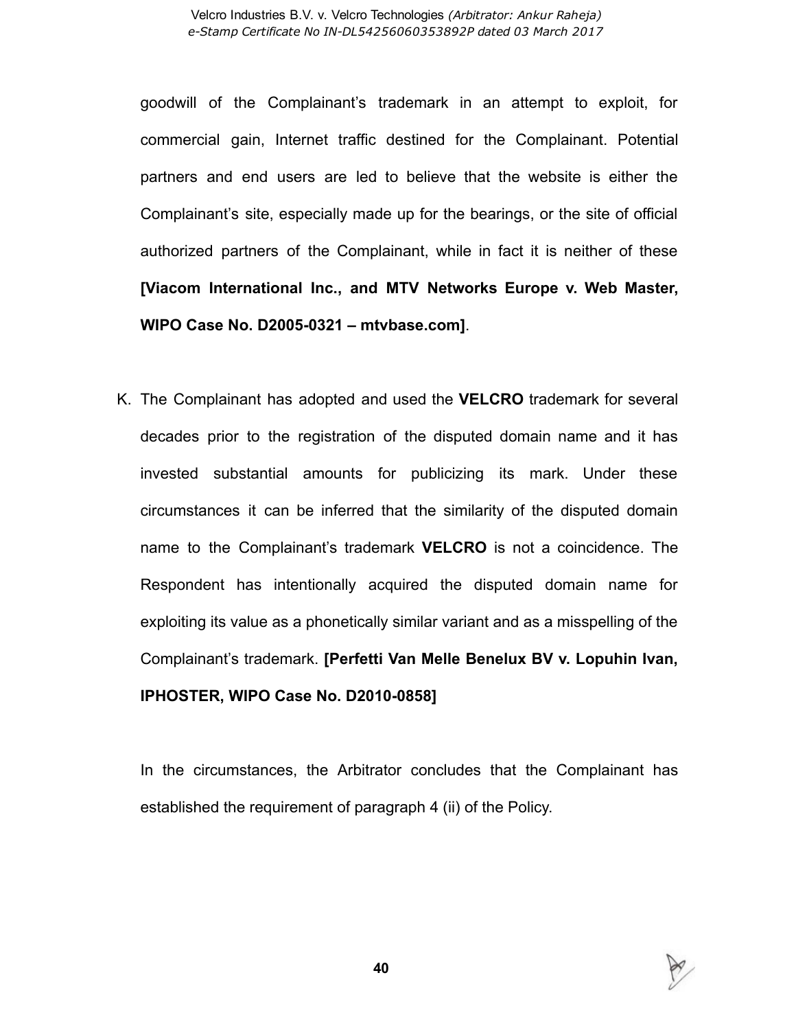goodwill of the Complainant's trademark in an attempt to exploit, for commercial gain, Internet traffic destined for the Complainant. Potential partners and end users are led to believe that the website is either the Complainant's site, especially made up for the bearings, or the site of official authorized partners of the Complainant, while in fact it is neither of these **[Viacom International Inc., and MTV Networks Europe v. Web Master, WIPO Case No. D2005-0321 – mtvbase.com]**.

K. The Complainant has adopted and used the **VELCRO** trademark for several decades prior to the registration of the disputed domain name and it has invested substantial amounts for publicizing its mark. Under these circumstances it can be inferred that the similarity of the disputed domain name to the Complainant's trademark **VELCRO** is not a coincidence. The Respondent has intentionally acquired the disputed domain name for exploiting its value as a phonetically similar variant and as a misspelling of the Complainant's trademark. **[Perfetti Van Melle Benelux BV v. Lopuhin Ivan, IPHOSTER, WIPO Case No. D2010-0858]**

In the circumstances, the Arbitrator concludes that the Complainant has established the requirement of paragraph 4 (ii) of the Policy.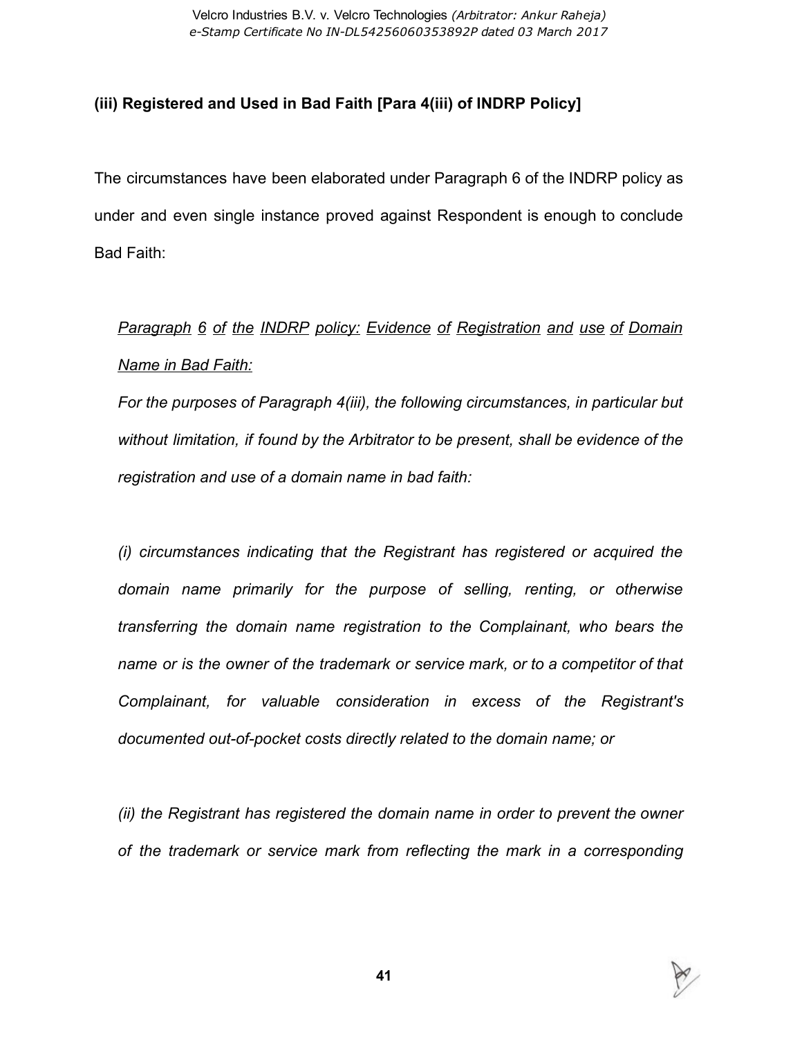**(iii) Registered and Used in Bad Faith [Para 4(iii) of INDRP Policy]**

The circumstances have been elaborated under Paragraph 6 of the INDRP policy as under and even single instance proved against Respondent is enough to conclude Bad Faith:

> *Paragraph 6 of the INDRP policy: Evidence of Registration and use of Domain Name in Bad Faith:*
>
> *For the purposes of Paragraph 4(iii), the following circumstances, in particular but without limitation, if found by the Arbitrator to be present, shall be evidence of the registration and use of a domain name in bad faith:*
>
> *(i) circumstances indicating that the Registrant has registered or acquired the domain name primarily for the purpose of selling, renting, or otherwise transferring the domain name registration to the Complainant, who bears the name or is the owner of the trademark or service mark, or to a competitor of that Complainant, for valuable consideration in excess of the Registrant's documented out-of-pocket costs directly related to the domain name; or*
>
> *(ii) the Registrant has registered the domain name in order to prevent the owner of the trademark or service mark from reflecting the mark in a corresponding*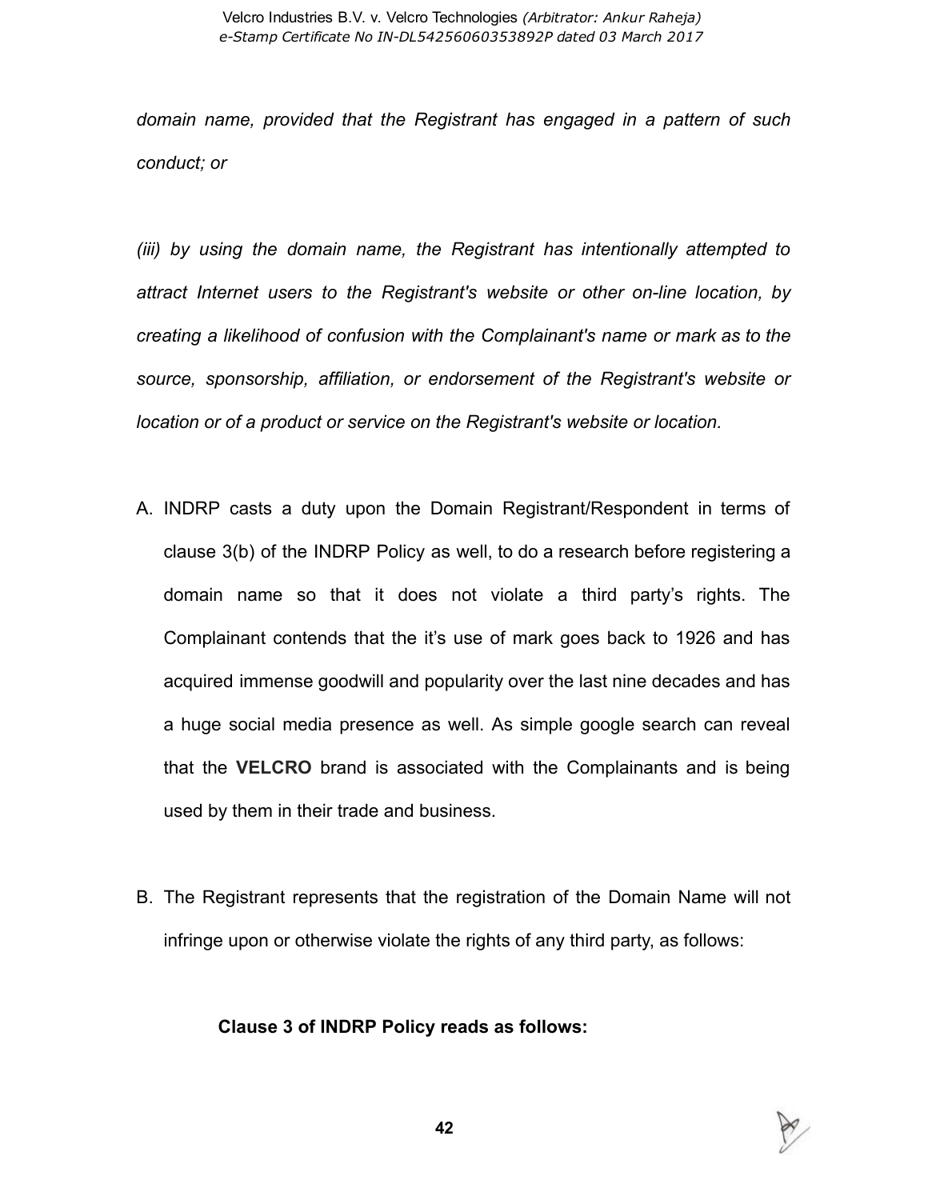*domain name, provided that the Registrant has engaged in a pattern of such conduct; or*

*(iii) by using the domain name, the Registrant has intentionally attempted to attract Internet users to the Registrant's website or other on-line location, by creating a likelihood of confusion with the Complainant's name or mark as to the source, sponsorship, affiliation, or endorsement of the Registrant's website or location or of a product or service on the Registrant's website or location.*

A. INDRP casts a duty upon the Domain Registrant/Respondent in terms of clause 3(b) of the INDRP Policy as well, to do a research before registering a domain name so that it does not violate a third party's rights. The Complainant contends that the it's use of mark goes back to 1926 and has acquired immense goodwill and popularity over the last nine decades and has a huge social media presence as well. As simple google search can reveal that the **VELCRO** brand is associated with the Complainants and is being used by them in their trade and business.

B. The Registrant represents that the registration of the Domain Name will not infringe upon or otherwise violate the rights of any third party, as follows:

**Clause 3 of INDRP Policy reads as follows:**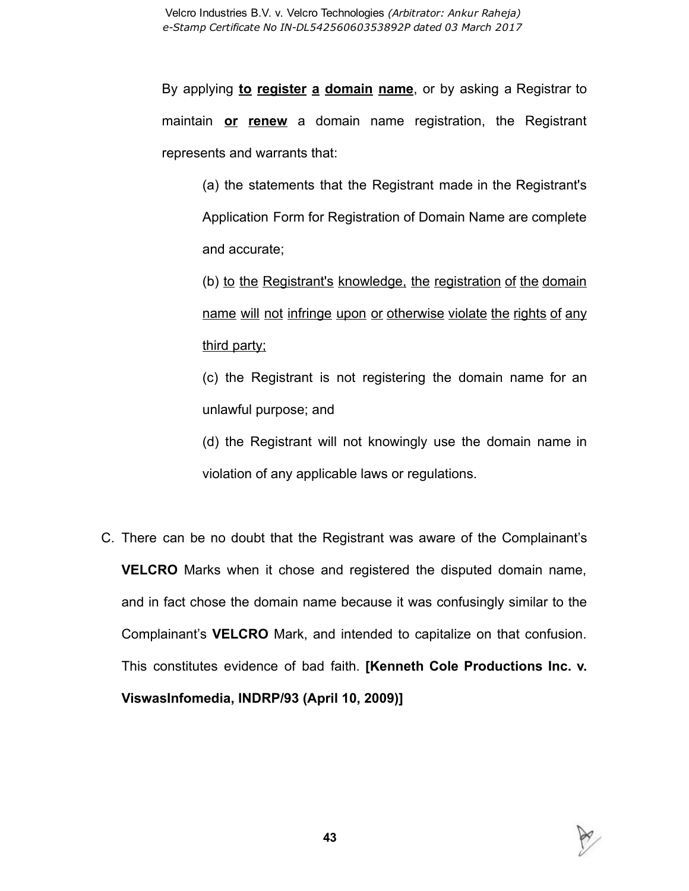By applying **<u>to register a domain name</u>**, or by asking a Registrar to maintain **<u>or renew</u>** a domain name registration, the Registrant represents and warrants that:

> (a) the statements that the Registrant made in the Registrant's Application Form for Registration of Domain Name are complete and accurate;
>
> (b) <u>to the Registrant's knowledge, the registration of the domain name will not infringe upon or otherwise violate the rights of any third party;</u>
>
> (c) the Registrant is not registering the domain name for an unlawful purpose; and
>
> (d) the Registrant will not knowingly use the domain name in violation of any applicable laws or regulations.

C. There can be no doubt that the Registrant was aware of the Complainant's **VELCRO** Marks when it chose and registered the disputed domain name, and in fact chose the domain name because it was confusingly similar to the Complainant's **VELCRO** Mark, and intended to capitalize on that confusion. This constitutes evidence of bad faith. **[Kenneth Cole Productions Inc. v. ViswasInfomedia, INDRP/93 (April 10, 2009)]**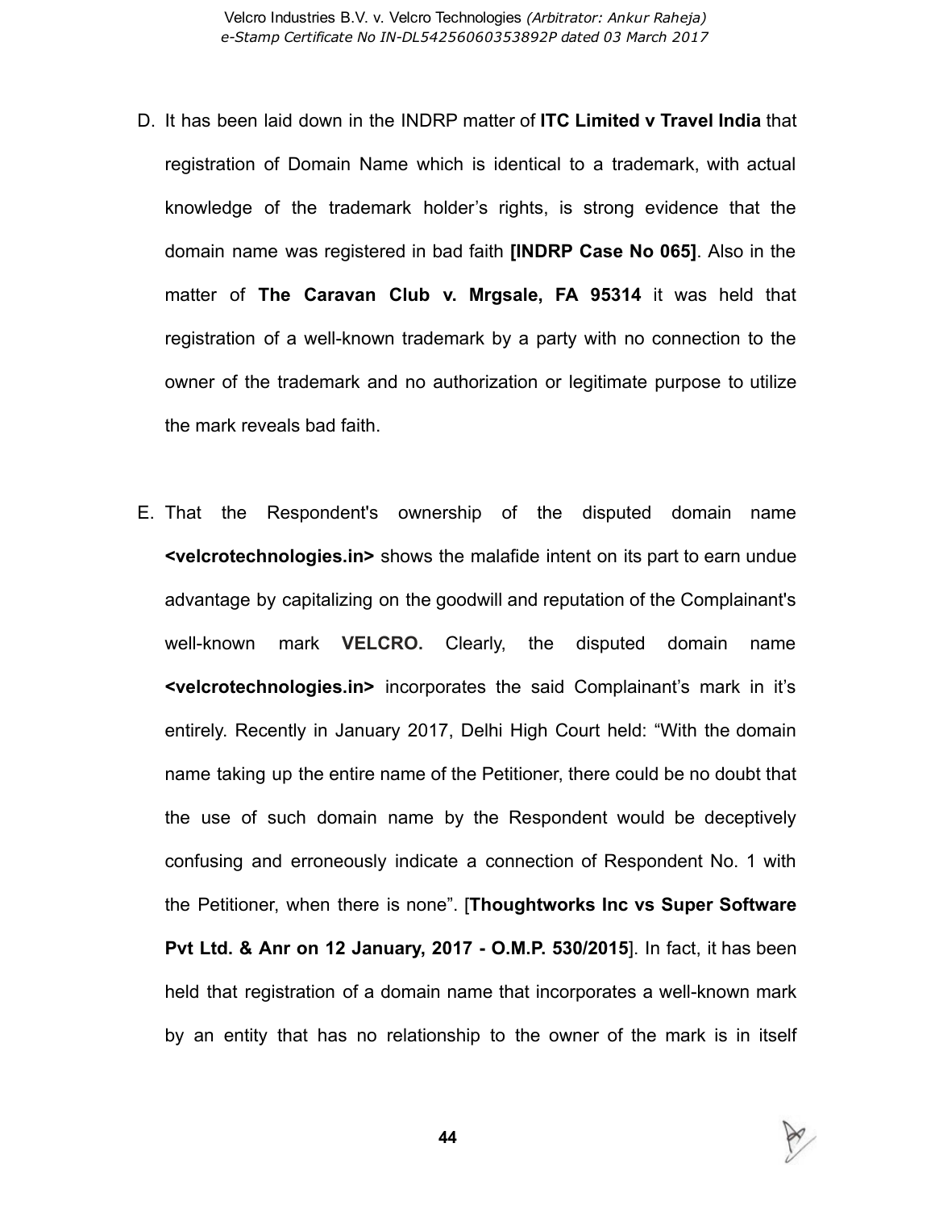D. It has been laid down in the INDRP matter of **ITC Limited v Travel India** that registration of Domain Name which is identical to a trademark, with actual knowledge of the trademark holder's rights, is strong evidence that the domain name was registered in bad faith **[INDRP Case No 065]**. Also in the matter of **The Caravan Club v. Mrgsale, FA 95314** it was held that registration of a well-known trademark by a party with no connection to the owner of the trademark and no authorization or legitimate purpose to utilize the mark reveals bad faith.

E. That the Respondent's ownership of the disputed domain name **<velcrotechnologies.in>** shows the malafide intent on its part to earn undue advantage by capitalizing on the goodwill and reputation of the Complainant's well-known mark **VELCRO.** Clearly, the disputed domain name **<velcrotechnologies.in>** incorporates the said Complainant's mark in it's entirely. Recently in January 2017, Delhi High Court held: "With the domain name taking up the entire name of the Petitioner, there could be no doubt that the use of such domain name by the Respondent would be deceptively confusing and erroneously indicate a connection of Respondent No. 1 with the Petitioner, when there is none". [**Thoughtworks Inc vs Super Software Pvt Ltd. & Anr on 12 January, 2017 - O.M.P. 530/2015**]. In fact, it has been held that registration of a domain name that incorporates a well-known mark by an entity that has no relationship to the owner of the mark is in itself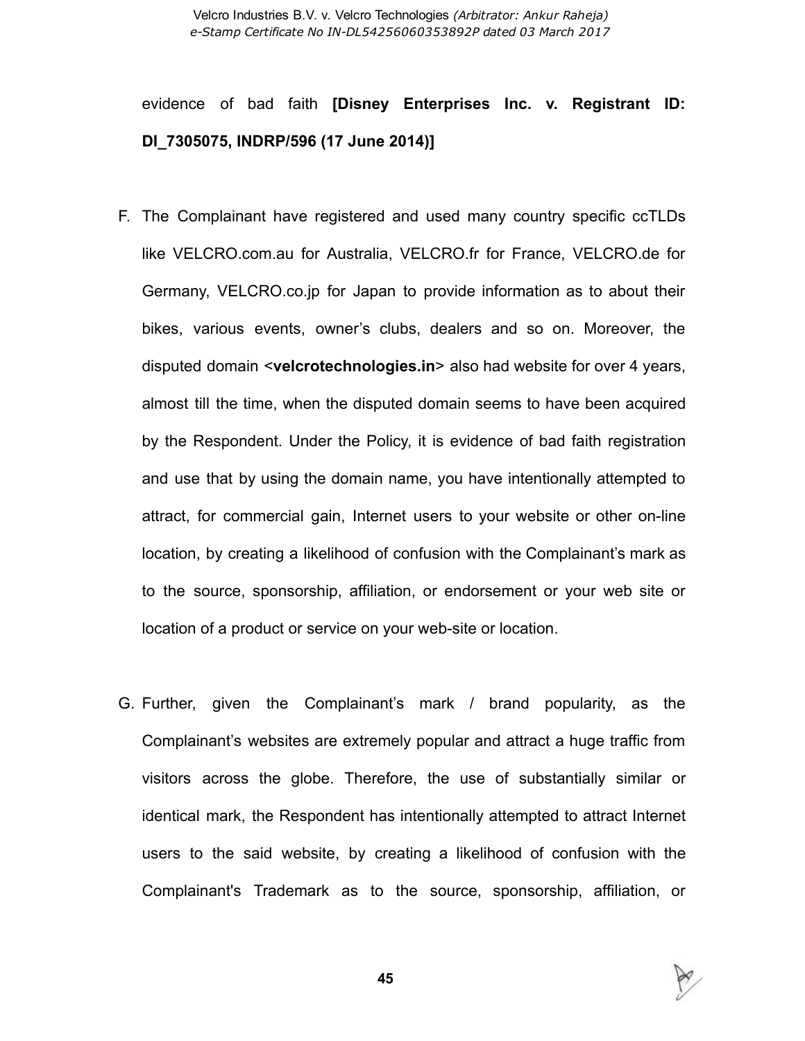evidence of bad faith **[Disney Enterprises Inc. v. Registrant ID: DI_7305075, INDRP/596 (17 June 2014)]**

F. The Complainant have registered and used many country specific ccTLDs like VELCRO.com.au for Australia, VELCRO.fr for France, VELCRO.de for Germany, VELCRO.co.jp for Japan to provide information as to about their bikes, various events, owner's clubs, dealers and so on. Moreover, the disputed domain <**velcrotechnologies.in**> also had website for over 4 years, almost till the time, when the disputed domain seems to have been acquired by the Respondent. Under the Policy, it is evidence of bad faith registration and use that by using the domain name, you have intentionally attempted to attract, for commercial gain, Internet users to your website or other on-line location, by creating a likelihood of confusion with the Complainant's mark as to the source, sponsorship, affiliation, or endorsement or your web site or location of a product or service on your web-site or location.

G. Further, given the Complainant's mark / brand popularity, as the Complainant's websites are extremely popular and attract a huge traffic from visitors across the globe. Therefore, the use of substantially similar or identical mark, the Respondent has intentionally attempted to attract Internet users to the said website, by creating a likelihood of confusion with the Complainant's Trademark as to the source, sponsorship, affiliation, or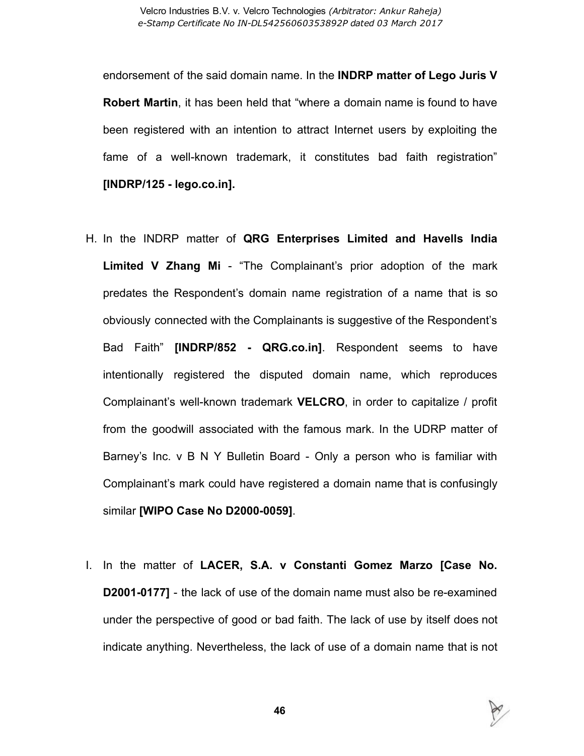endorsement of the said domain name. In the **INDRP matter of Lego Juris V Robert Martin**, it has been held that “where a domain name is found to have been registered with an intention to attract Internet users by exploiting the fame of a well-known trademark, it constitutes bad faith registration” **[INDRP/125 - lego.co.in].**

H. In the INDRP matter of **QRG Enterprises Limited and Havells India Limited V Zhang Mi** - “The Complainant’s prior adoption of the mark predates the Respondent’s domain name registration of a name that is so obviously connected with the Complainants is suggestive of the Respondent’s Bad Faith” **[INDRP/852 - QRG.co.in]**. Respondent seems to have intentionally registered the disputed domain name, which reproduces Complainant’s well-known trademark **VELCRO**, in order to capitalize / profit from the goodwill associated with the famous mark. In the UDRP matter of Barney’s Inc. v B N Y Bulletin Board - Only a person who is familiar with Complainant’s mark could have registered a domain name that is confusingly similar **[WIPO Case No D2000-0059]**.

I. In the matter of **LACER, S.A. v Constanti Gomez Marzo [Case No. D2001-0177]** - the lack of use of the domain name must also be re-examined under the perspective of good or bad faith. The lack of use by itself does not indicate anything. Nevertheless, the lack of use of a domain name that is not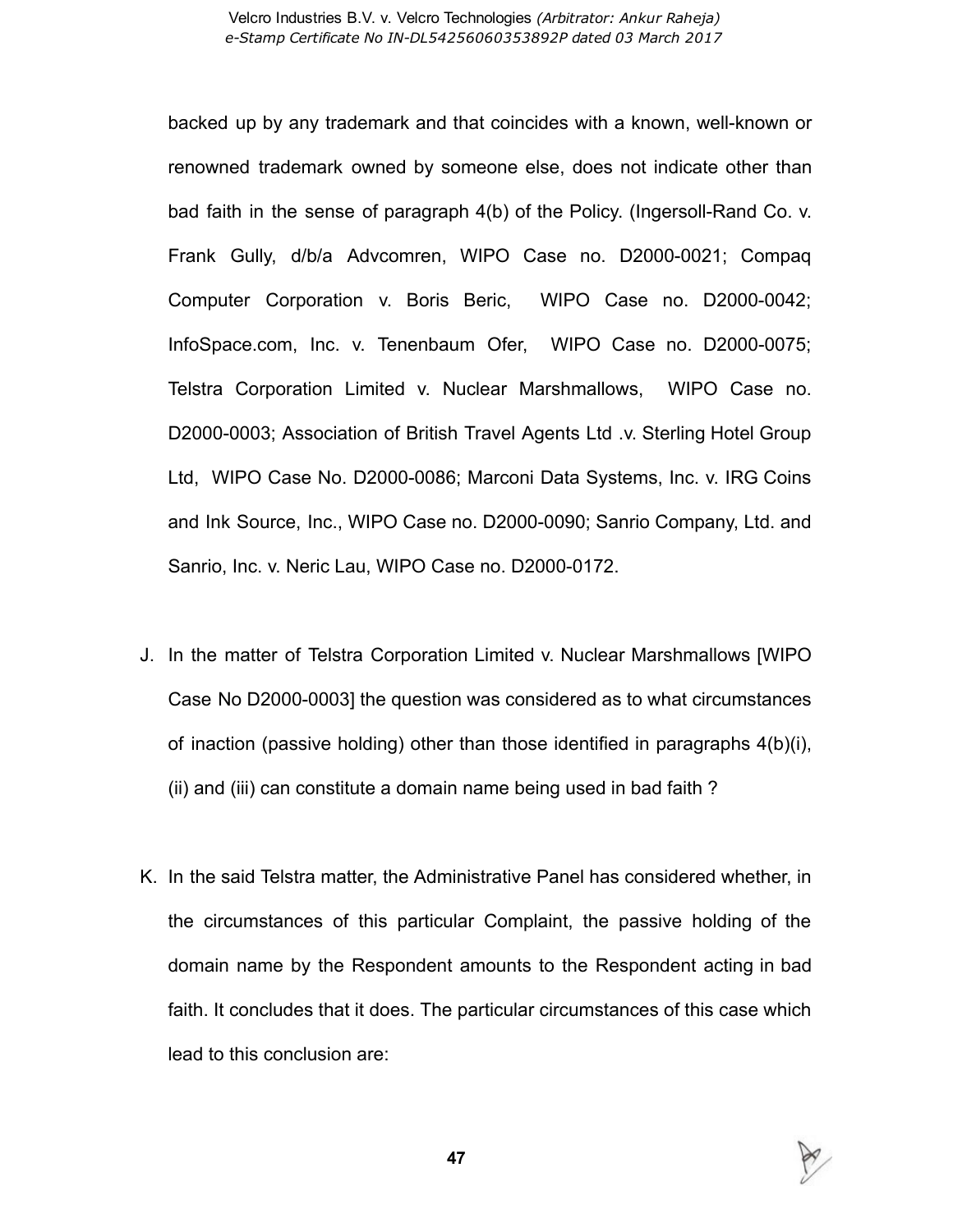backed up by any trademark and that coincides with a known, well-known or renowned trademark owned by someone else, does not indicate other than bad faith in the sense of paragraph 4(b) of the Policy. (Ingersoll-Rand Co. v. Frank Gully, d/b/a Advcomren, WIPO Case no. D2000-0021; Compaq Computer Corporation v. Boris Beric, WIPO Case no. D2000-0042; InfoSpace.com, Inc. v. Tenenbaum Ofer, WIPO Case no. D2000-0075; Telstra Corporation Limited v. Nuclear Marshmallows, WIPO Case no. D2000-0003; Association of British Travel Agents Ltd .v. Sterling Hotel Group Ltd, WIPO Case No. D2000-0086; Marconi Data Systems, Inc. v. IRG Coins and Ink Source, Inc., WIPO Case no. D2000-0090; Sanrio Company, Ltd. and Sanrio, Inc. v. Neric Lau, WIPO Case no. D2000-0172.

J. In the matter of Telstra Corporation Limited v. Nuclear Marshmallows [WIPO Case No D2000-0003] the question was considered as to what circumstances of inaction (passive holding) other than those identified in paragraphs 4(b)(i), (ii) and (iii) can constitute a domain name being used in bad faith ?

K. In the said Telstra matter, the Administrative Panel has considered whether, in the circumstances of this particular Complaint, the passive holding of the domain name by the Respondent amounts to the Respondent acting in bad faith. It concludes that it does. The particular circumstances of this case which lead to this conclusion are: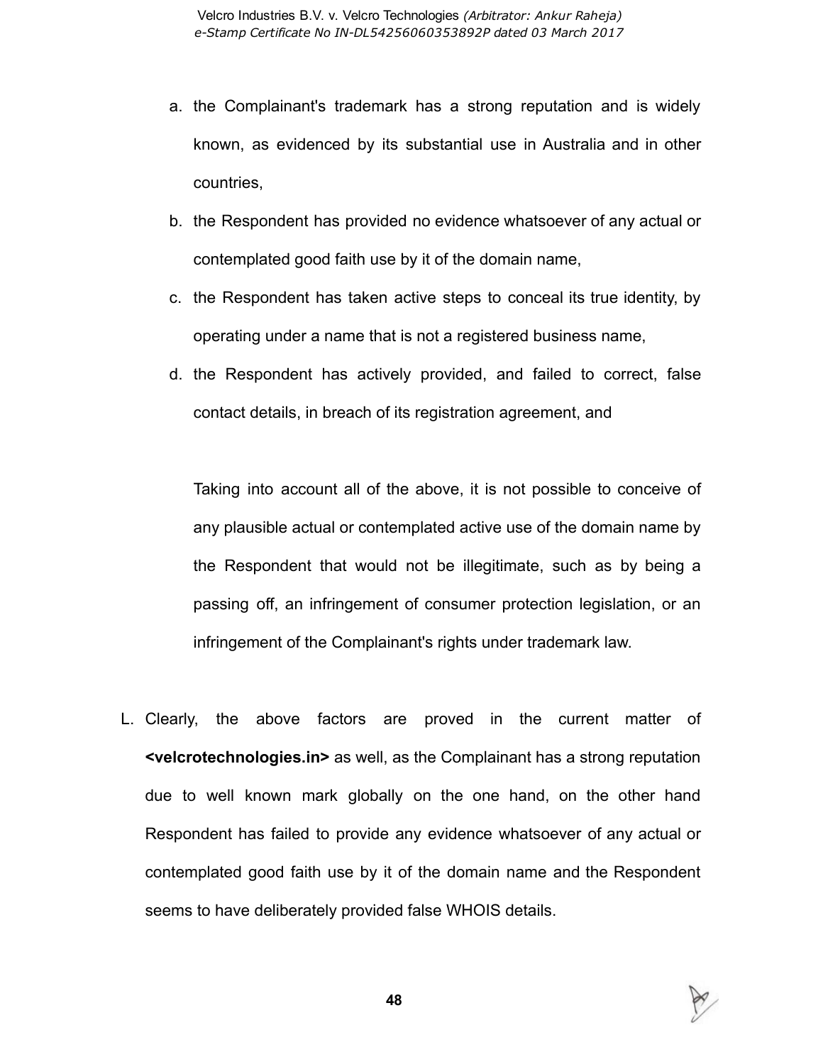a. the Complainant's trademark has a strong reputation and is widely known, as evidenced by its substantial use in Australia and in other countries,

b. the Respondent has provided no evidence whatsoever of any actual or contemplated good faith use by it of the domain name,

c. the Respondent has taken active steps to conceal its true identity, by operating under a name that is not a registered business name,

d. the Respondent has actively provided, and failed to correct, false contact details, in breach of its registration agreement, and

Taking into account all of the above, it is not possible to conceive of any plausible actual or contemplated active use of the domain name by the Respondent that would not be illegitimate, such as by being a passing off, an infringement of consumer protection legislation, or an infringement of the Complainant's rights under trademark law.

L. Clearly, the above factors are proved in the current matter of **<velcrotechnologies.in>** as well, as the Complainant has a strong reputation due to well known mark globally on the one hand, on the other hand Respondent has failed to provide any evidence whatsoever of any actual or contemplated good faith use by it of the domain name and the Respondent seems to have deliberately provided false WHOIS details.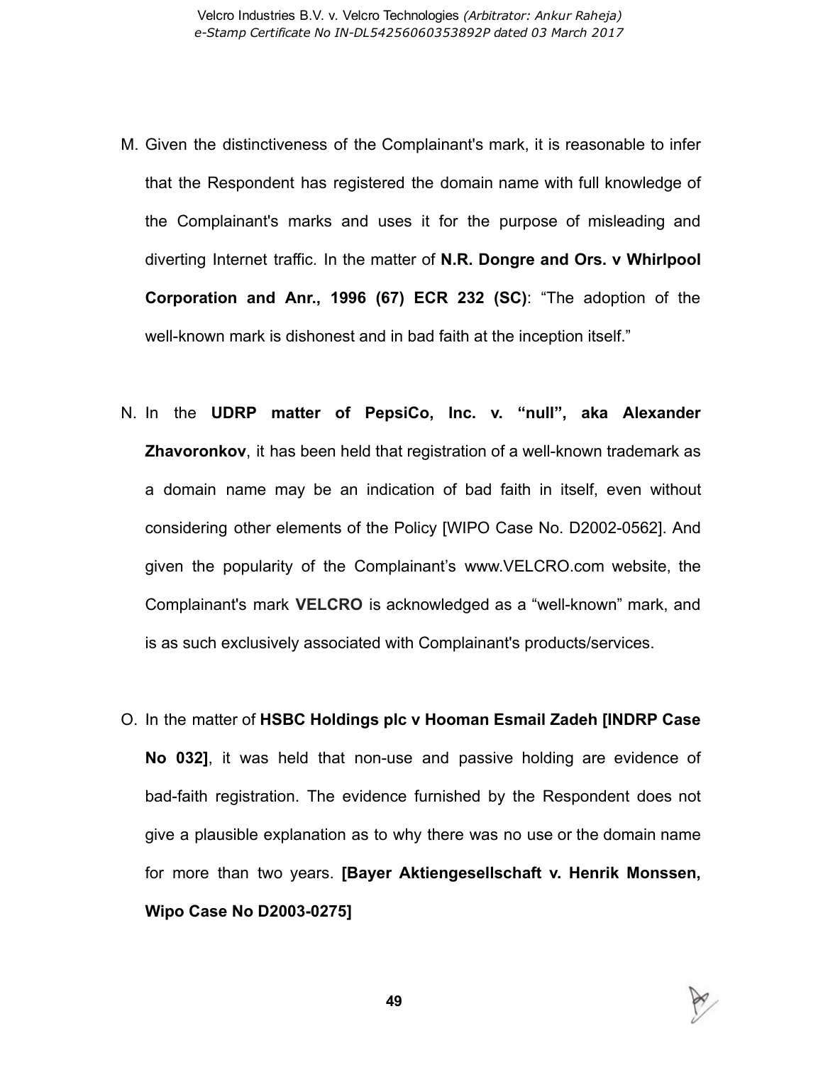M. Given the distinctiveness of the Complainant's mark, it is reasonable to infer that the Respondent has registered the domain name with full knowledge of the Complainant's marks and uses it for the purpose of misleading and diverting Internet traffic. In the matter of **N.R. Dongre and Ors. v Whirlpool Corporation and Anr., 1996 (67) ECR 232 (SC)**: "The adoption of the well-known mark is dishonest and in bad faith at the inception itself."

N. In the **UDRP matter of PepsiCo, Inc. v. "null", aka Alexander Zhavoronkov**, it has been held that registration of a well-known trademark as a domain name may be an indication of bad faith in itself, even without considering other elements of the Policy [WIPO Case No. D2002-0562]. And given the popularity of the Complainant's www.VELCRO.com website, the Complainant's mark **VELCRO** is acknowledged as a "well-known" mark, and is as such exclusively associated with Complainant's products/services.

O. In the matter of **HSBC Holdings plc v Hooman Esmail Zadeh [INDRP Case No 032]**, it was held that non-use and passive holding are evidence of bad-faith registration. The evidence furnished by the Respondent does not give a plausible explanation as to why there was no use or the domain name for more than two years. **[Bayer Aktiengesellschaft v. Henrik Monssen, Wipo Case No D2003-0275]**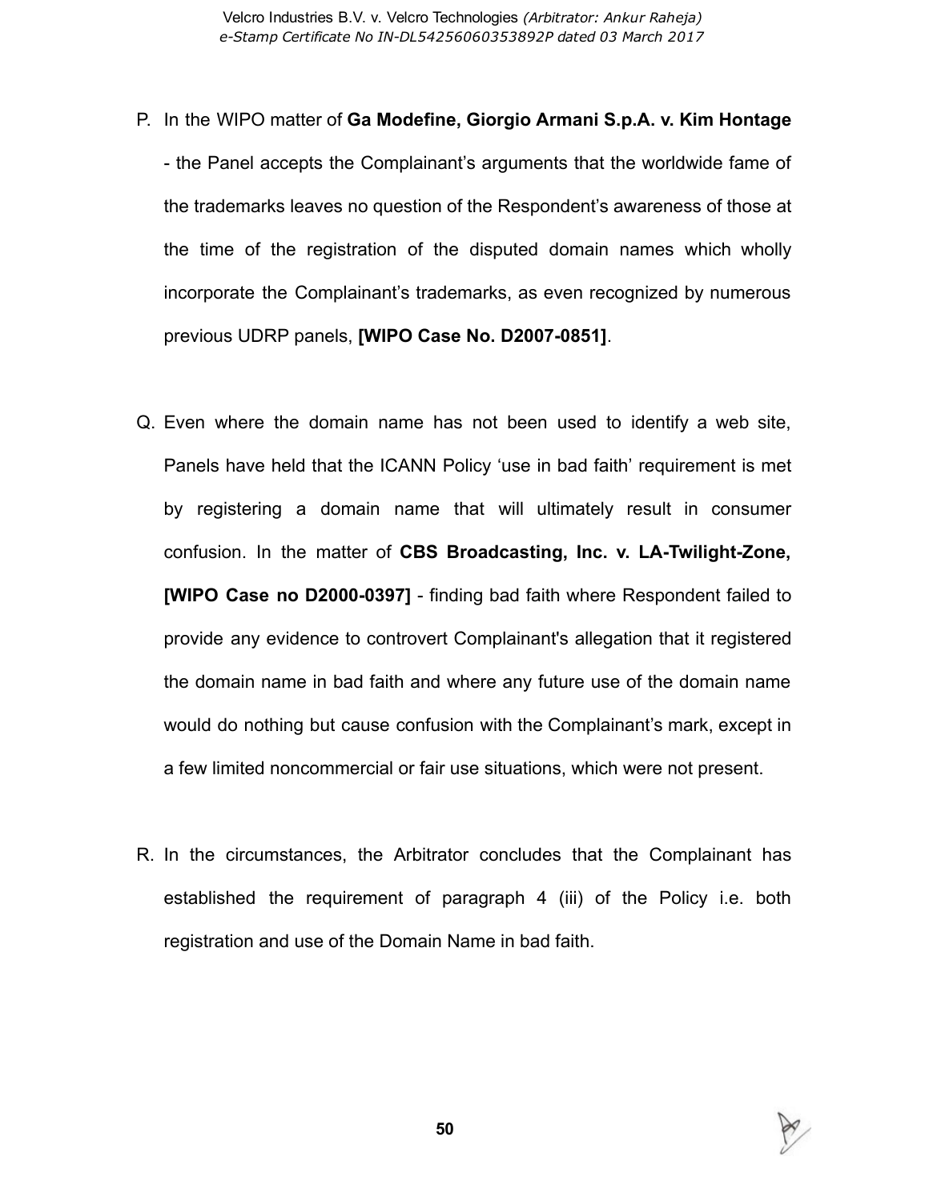P. In the WIPO matter of **Ga Modefine, Giorgio Armani S.p.A. v. Kim Hontage** - the Panel accepts the Complainant's arguments that the worldwide fame of the trademarks leaves no question of the Respondent's awareness of those at the time of the registration of the disputed domain names which wholly incorporate the Complainant's trademarks, as even recognized by numerous previous UDRP panels, **[WIPO Case No. D2007-0851]**.

Q. Even where the domain name has not been used to identify a web site, Panels have held that the ICANN Policy 'use in bad faith' requirement is met by registering a domain name that will ultimately result in consumer confusion. In the matter of **CBS Broadcasting, Inc. v. LA-Twilight-Zone, [WIPO Case no D2000-0397]** - finding bad faith where Respondent failed to provide any evidence to controvert Complainant's allegation that it registered the domain name in bad faith and where any future use of the domain name would do nothing but cause confusion with the Complainant's mark, except in a few limited noncommercial or fair use situations, which were not present.

R. In the circumstances, the Arbitrator concludes that the Complainant has established the requirement of paragraph 4 (iii) of the Policy i.e. both registration and use of the Domain Name in bad faith.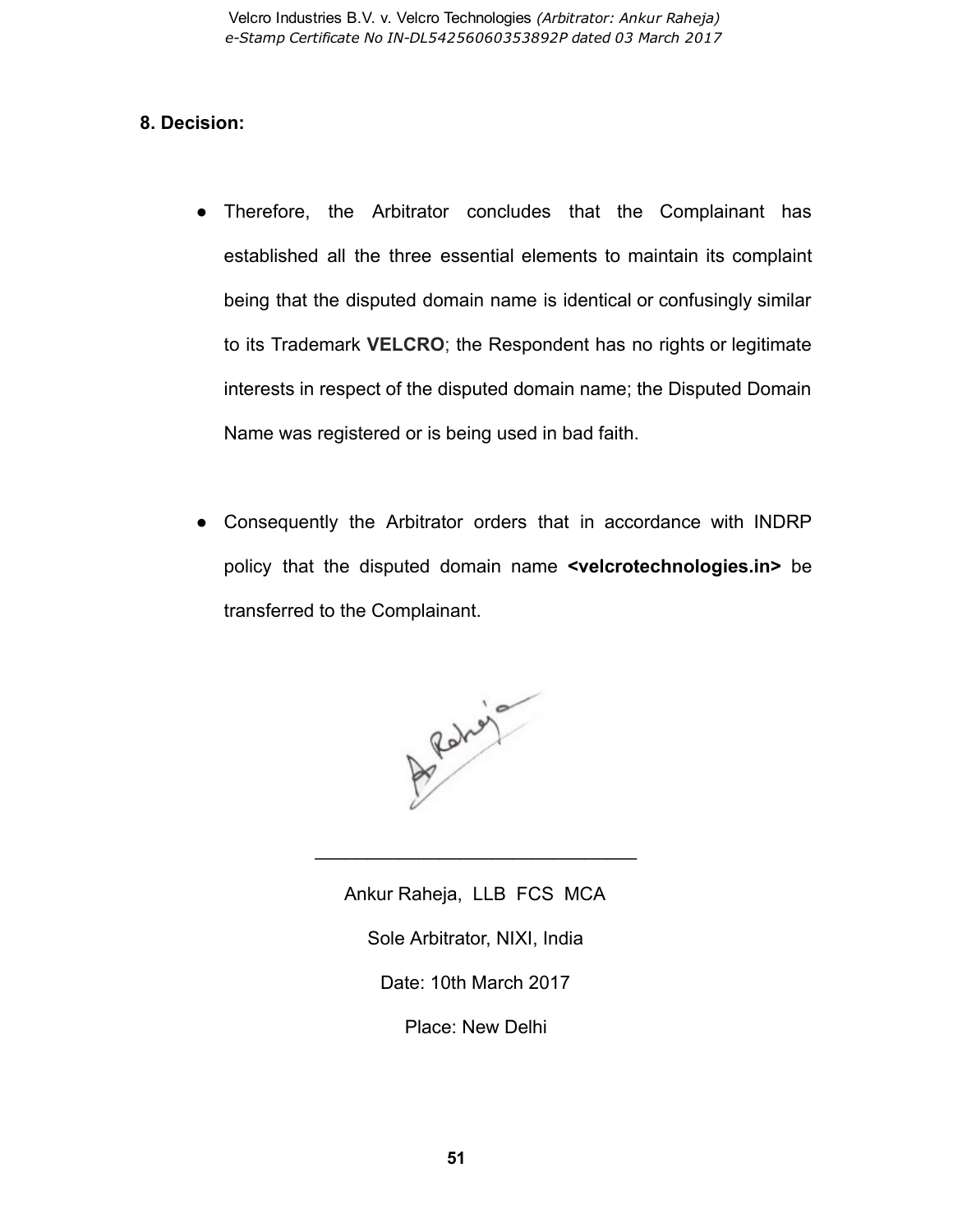**8. Decision:**

- Therefore, the Arbitrator concludes that the Complainant has established all the three essential elements to maintain its complaint being that the disputed domain name is identical or confusingly similar to its Trademark **VELCRO**; the Respondent has no rights or legitimate interests in respect of the disputed domain name; the Disputed Domain Name was registered or is being used in bad faith.

- Consequently the Arbitrator orders that in accordance with INDRP policy that the disputed domain name **<velcrotechnologies.in>** be transferred to the Complainant.

\_\_\_\_\_\_\_\_\_\_\_\_\_\_\_\_\_\_\_\_\_\_\_\_\_\_\_\_\_\_\_\_

Ankur Raheja, LLB FCS MCA

Sole Arbitrator, NIXI, India

Date: 10th March 2017

Place: New Delhi